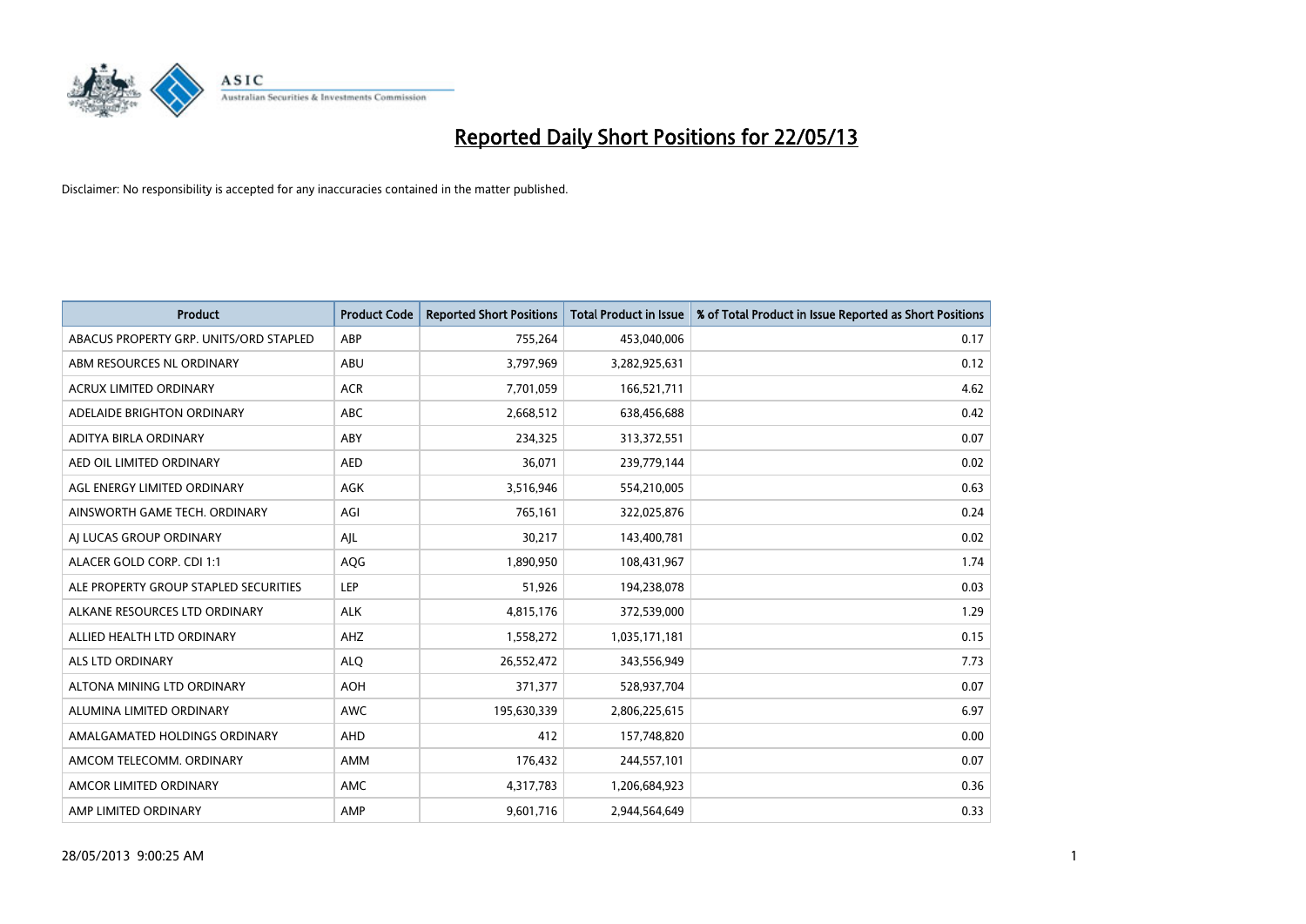# Reported Daily Short Positions for 22/05/13

Disclaimer: No responsibility is accepted for any inaccuracies contained in the matter published.

| Product | Product Code | Reported Short Positions | Total Product in Issue | % of Total Product in Issue Reported as Short Positions |
| --- | --- | --- | --- | --- |
| ABACUS PROPERTY GRP. UNITS/ORD STAPLED | ABP | 755,264 | 453,040,006 | 0.17 |
| ABM RESOURCES NL ORDINARY | ABU | 3,797,969 | 3,282,925,631 | 0.12 |
| ACRUX LIMITED ORDINARY | ACR | 7,701,059 | 166,521,711 | 4.62 |
| ADELAIDE BRIGHTON ORDINARY | ABC | 2,668,512 | 638,456,688 | 0.42 |
| ADITYA BIRLA ORDINARY | ABY | 234,325 | 313,372,551 | 0.07 |
| AED OIL LIMITED ORDINARY | AED | 36,071 | 239,779,144 | 0.02 |
| AGL ENERGY LIMITED ORDINARY | AGK | 3,516,946 | 554,210,005 | 0.63 |
| AINSWORTH GAME TECH. ORDINARY | AGI | 765,161 | 322,025,876 | 0.24 |
| AJ LUCAS GROUP ORDINARY | AJL | 30,217 | 143,400,781 | 0.02 |
| ALACER GOLD CORP. CDI 1:1 | AQG | 1,890,950 | 108,431,967 | 1.74 |
| ALE PROPERTY GROUP STAPLED SECURITIES | LEP | 51,926 | 194,238,078 | 0.03 |
| ALKANE RESOURCES LTD ORDINARY | ALK | 4,815,176 | 372,539,000 | 1.29 |
| ALLIED HEALTH LTD ORDINARY | AHZ | 1,558,272 | 1,035,171,181 | 0.15 |
| ALS LTD ORDINARY | ALQ | 26,552,472 | 343,556,949 | 7.73 |
| ALTONA MINING LTD ORDINARY | AOH | 371,377 | 528,937,704 | 0.07 |
| ALUMINA LIMITED ORDINARY | AWC | 195,630,339 | 2,806,225,615 | 6.97 |
| AMALGAMATED HOLDINGS ORDINARY | AHD | 412 | 157,748,820 | 0.00 |
| AMCOM TELECOMM. ORDINARY | AMM | 176,432 | 244,557,101 | 0.07 |
| AMCOR LIMITED ORDINARY | AMC | 4,317,783 | 1,206,684,923 | 0.36 |
| AMP LIMITED ORDINARY | AMP | 9,601,716 | 2,944,564,649 | 0.33 |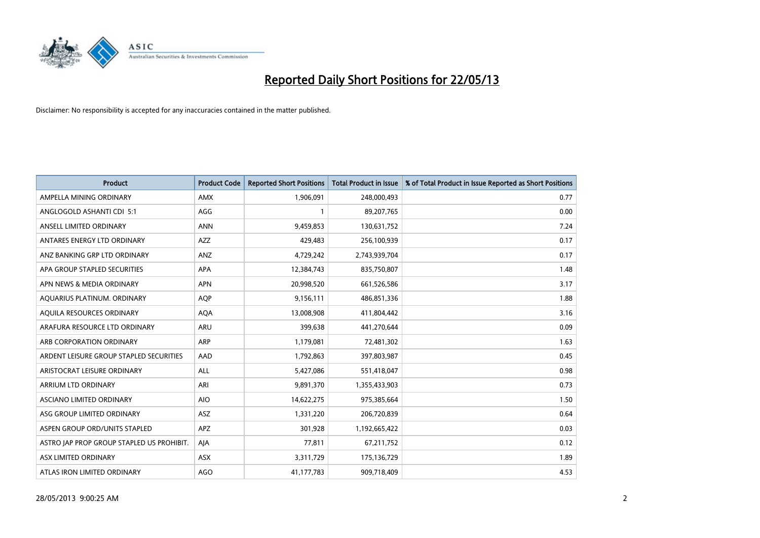# Reported Daily Short Positions for 22/05/13

Disclaimer: No responsibility is accepted for any inaccuracies contained in the matter published.

| Product | Product Code | Reported Short Positions | Total Product in Issue | % of Total Product in Issue Reported as Short Positions |
|---|---|---|---|---|
| AMPELLA MINING ORDINARY | AMX | 1,906,091 | 248,000,493 | 0.77 |
| ANGLOGOLD ASHANTI CDI 5:1 | AGG | 1 | 89,207,765 | 0.00 |
| ANSELL LIMITED ORDINARY | ANN | 9,459,853 | 130,631,752 | 7.24 |
| ANTARES ENERGY LTD ORDINARY | AZZ | 429,483 | 256,100,939 | 0.17 |
| ANZ BANKING GRP LTD ORDINARY | ANZ | 4,729,242 | 2,743,939,704 | 0.17 |
| APA GROUP STAPLED SECURITIES | APA | 12,384,743 | 835,750,807 | 1.48 |
| APN NEWS & MEDIA ORDINARY | APN | 20,998,520 | 661,526,586 | 3.17 |
| AQUARIUS PLATINUM. ORDINARY | AQP | 9,156,111 | 486,851,336 | 1.88 |
| AQUILA RESOURCES ORDINARY | AQA | 13,008,908 | 411,804,442 | 3.16 |
| ARAFURA RESOURCE LTD ORDINARY | ARU | 399,638 | 441,270,644 | 0.09 |
| ARB CORPORATION ORDINARY | ARP | 1,179,081 | 72,481,302 | 1.63 |
| ARDENT LEISURE GROUP STAPLED SECURITIES | AAD | 1,792,863 | 397,803,987 | 0.45 |
| ARISTOCRAT LEISURE ORDINARY | ALL | 5,427,086 | 551,418,047 | 0.98 |
| ARRIUM LTD ORDINARY | ARI | 9,891,370 | 1,355,433,903 | 0.73 |
| ASCIANO LIMITED ORDINARY | AIO | 14,622,275 | 975,385,664 | 1.50 |
| ASG GROUP LIMITED ORDINARY | ASZ | 1,331,220 | 206,720,839 | 0.64 |
| ASPEN GROUP ORD/UNITS STAPLED | APZ | 301,928 | 1,192,665,422 | 0.03 |
| ASTRO JAP PROP GROUP STAPLED US PROHIBIT. | AJA | 77,811 | 67,211,752 | 0.12 |
| ASX LIMITED ORDINARY | ASX | 3,311,729 | 175,136,729 | 1.89 |
| ATLAS IRON LIMITED ORDINARY | AGO | 41,177,783 | 909,718,409 | 4.53 |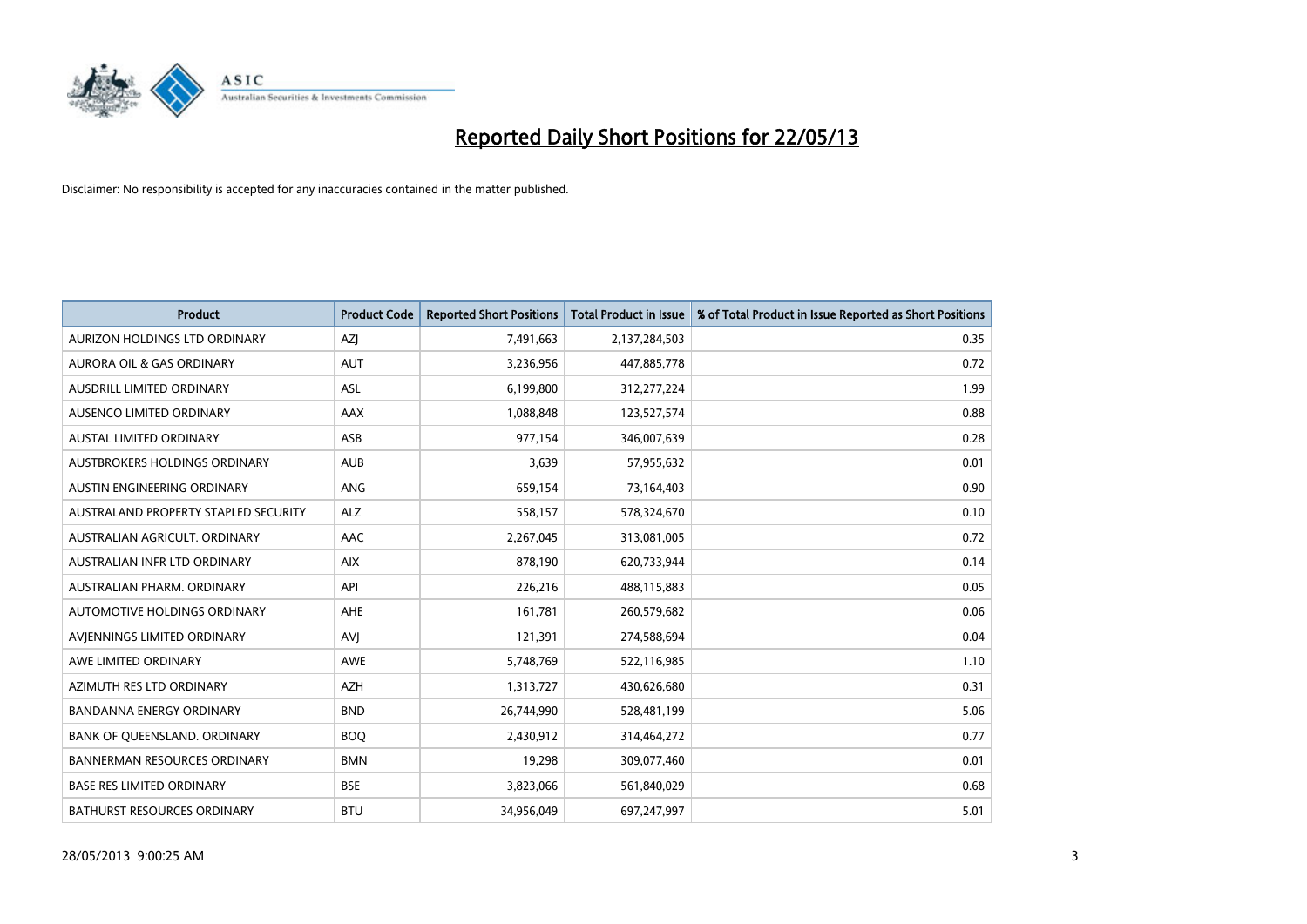# Reported Daily Short Positions for 22/05/13

Disclaimer: No responsibility is accepted for any inaccuracies contained in the matter published.

| Product | Product Code | Reported Short Positions | Total Product in Issue | % of Total Product in Issue Reported as Short Positions |
|---|---|---|---|---|
| AURIZON HOLDINGS LTD ORDINARY | AZJ | 7,491,663 | 2,137,284,503 | 0.35 |
| AURORA OIL & GAS ORDINARY | AUT | 3,236,956 | 447,885,778 | 0.72 |
| AUSDRILL LIMITED ORDINARY | ASL | 6,199,800 | 312,277,224 | 1.99 |
| AUSENCO LIMITED ORDINARY | AAX | 1,088,848 | 123,527,574 | 0.88 |
| AUSTAL LIMITED ORDINARY | ASB | 977,154 | 346,007,639 | 0.28 |
| AUSTBROKERS HOLDINGS ORDINARY | AUB | 3,639 | 57,955,632 | 0.01 |
| AUSTIN ENGINEERING ORDINARY | ANG | 659,154 | 73,164,403 | 0.90 |
| AUSTRALAND PROPERTY STAPLED SECURITY | ALZ | 558,157 | 578,324,670 | 0.10 |
| AUSTRALIAN AGRICULT. ORDINARY | AAC | 2,267,045 | 313,081,005 | 0.72 |
| AUSTRALIAN INFR LTD ORDINARY | AIX | 878,190 | 620,733,944 | 0.14 |
| AUSTRALIAN PHARM. ORDINARY | API | 226,216 | 488,115,883 | 0.05 |
| AUTOMOTIVE HOLDINGS ORDINARY | AHE | 161,781 | 260,579,682 | 0.06 |
| AVJENNINGS LIMITED ORDINARY | AVJ | 121,391 | 274,588,694 | 0.04 |
| AWE LIMITED ORDINARY | AWE | 5,748,769 | 522,116,985 | 1.10 |
| AZIMUTH RES LTD ORDINARY | AZH | 1,313,727 | 430,626,680 | 0.31 |
| BANDANNA ENERGY ORDINARY | BND | 26,744,990 | 528,481,199 | 5.06 |
| BANK OF QUEENSLAND. ORDINARY | BOQ | 2,430,912 | 314,464,272 | 0.77 |
| BANNERMAN RESOURCES ORDINARY | BMN | 19,298 | 309,077,460 | 0.01 |
| BASE RES LIMITED ORDINARY | BSE | 3,823,066 | 561,840,029 | 0.68 |
| BATHURST RESOURCES ORDINARY | BTU | 34,956,049 | 697,247,997 | 5.01 |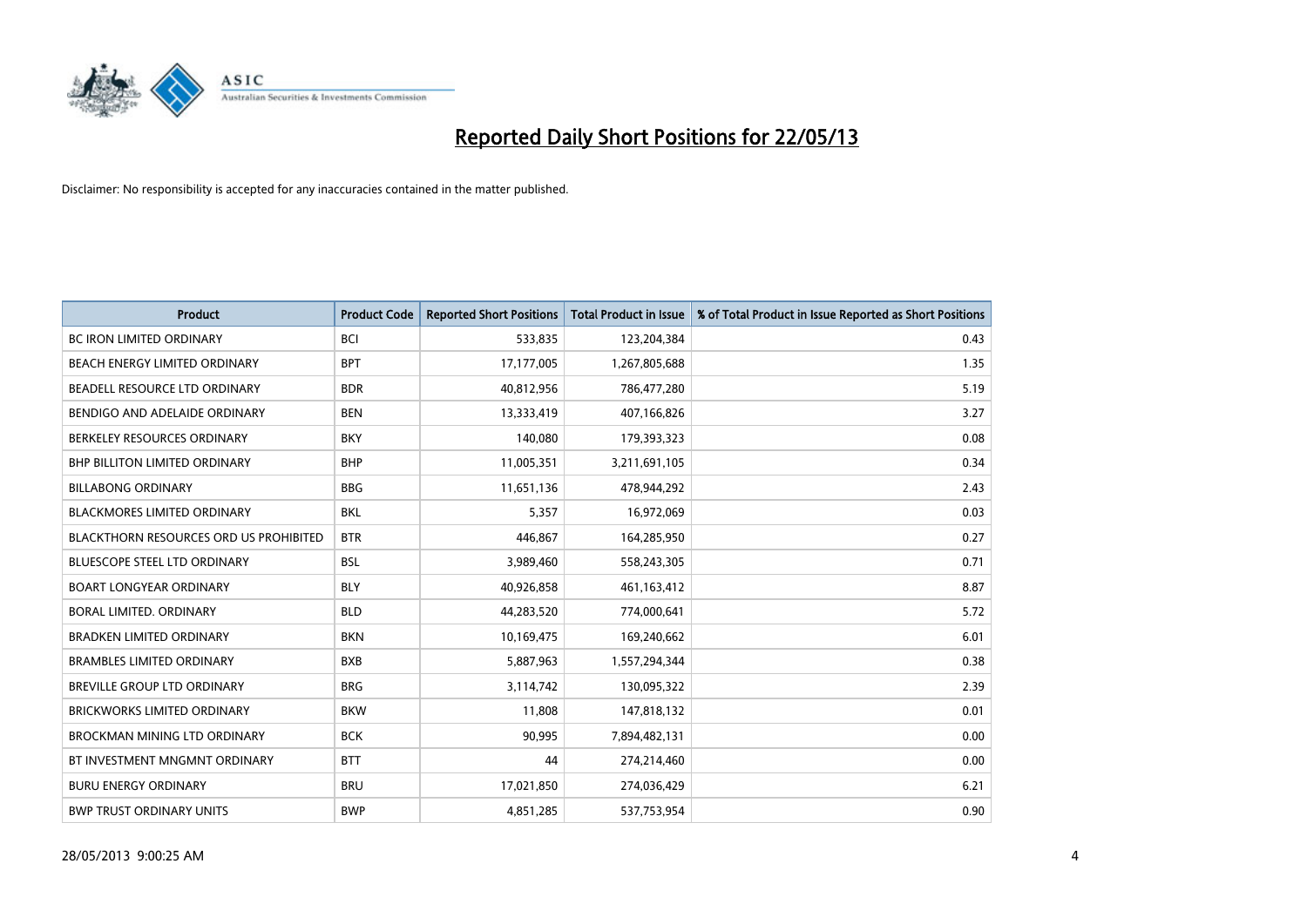# Reported Daily Short Positions for 22/05/13

Disclaimer: No responsibility is accepted for any inaccuracies contained in the matter published.

| Product | Product Code | Reported Short Positions | Total Product in Issue | % of Total Product in Issue Reported as Short Positions |
|---|---|---|---|---|
| BC IRON LIMITED ORDINARY | BCI | 533,835 | 123,204,384 | 0.43 |
| BEACH ENERGY LIMITED ORDINARY | BPT | 17,177,005 | 1,267,805,688 | 1.35 |
| BEADELL RESOURCE LTD ORDINARY | BDR | 40,812,956 | 786,477,280 | 5.19 |
| BENDIGO AND ADELAIDE ORDINARY | BEN | 13,333,419 | 407,166,826 | 3.27 |
| BERKELEY RESOURCES ORDINARY | BKY | 140,080 | 179,393,323 | 0.08 |
| BHP BILLITON LIMITED ORDINARY | BHP | 11,005,351 | 3,211,691,105 | 0.34 |
| BILLABONG ORDINARY | BBG | 11,651,136 | 478,944,292 | 2.43 |
| BLACKMORES LIMITED ORDINARY | BKL | 5,357 | 16,972,069 | 0.03 |
| BLACKTHORN RESOURCES ORD US PROHIBITED | BTR | 446,867 | 164,285,950 | 0.27 |
| BLUESCOPE STEEL LTD ORDINARY | BSL | 3,989,460 | 558,243,305 | 0.71 |
| BOART LONGYEAR ORDINARY | BLY | 40,926,858 | 461,163,412 | 8.87 |
| BORAL LIMITED. ORDINARY | BLD | 44,283,520 | 774,000,641 | 5.72 |
| BRADKEN LIMITED ORDINARY | BKN | 10,169,475 | 169,240,662 | 6.01 |
| BRAMBLES LIMITED ORDINARY | BXB | 5,887,963 | 1,557,294,344 | 0.38 |
| BREVILLE GROUP LTD ORDINARY | BRG | 3,114,742 | 130,095,322 | 2.39 |
| BRICKWORKS LIMITED ORDINARY | BKW | 11,808 | 147,818,132 | 0.01 |
| BROCKMAN MINING LTD ORDINARY | BCK | 90,995 | 7,894,482,131 | 0.00 |
| BT INVESTMENT MNGMNT ORDINARY | BTT | 44 | 274,214,460 | 0.00 |
| BURU ENERGY ORDINARY | BRU | 17,021,850 | 274,036,429 | 6.21 |
| BWP TRUST ORDINARY UNITS | BWP | 4,851,285 | 537,753,954 | 0.90 |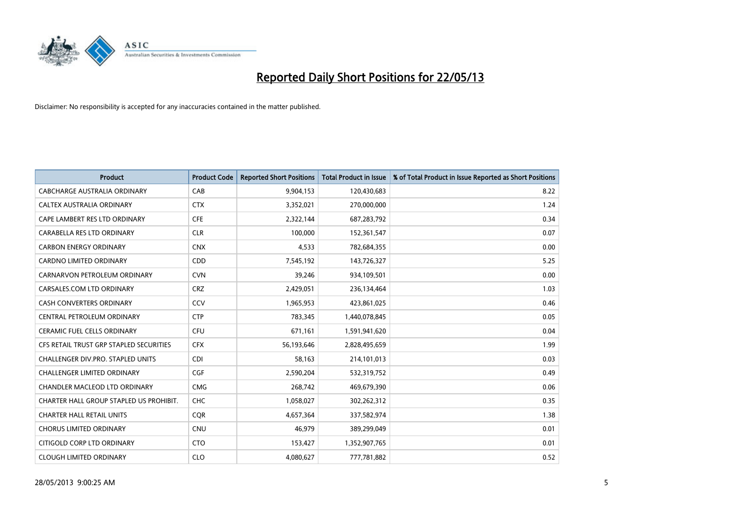# Reported Daily Short Positions for 22/05/13

Disclaimer: No responsibility is accepted for any inaccuracies contained in the matter published.

| Product | Product Code | Reported Short Positions | Total Product in Issue | % of Total Product in Issue Reported as Short Positions |
|---|---|---|---|---|
| CABCHARGE AUSTRALIA ORDINARY | CAB | 9,904,153 | 120,430,683 | 8.22 |
| CALTEX AUSTRALIA ORDINARY | CTX | 3,352,021 | 270,000,000 | 1.24 |
| CAPE LAMBERT RES LTD ORDINARY | CFE | 2,322,144 | 687,283,792 | 0.34 |
| CARABELLA RES LTD ORDINARY | CLR | 100,000 | 152,361,547 | 0.07 |
| CARBON ENERGY ORDINARY | CNX | 4,533 | 782,684,355 | 0.00 |
| CARDNO LIMITED ORDINARY | CDD | 7,545,192 | 143,726,327 | 5.25 |
| CARNARVON PETROLEUM ORDINARY | CVN | 39,246 | 934,109,501 | 0.00 |
| CARSALES.COM LTD ORDINARY | CRZ | 2,429,051 | 236,134,464 | 1.03 |
| CASH CONVERTERS ORDINARY | CCV | 1,965,953 | 423,861,025 | 0.46 |
| CENTRAL PETROLEUM ORDINARY | CTP | 783,345 | 1,440,078,845 | 0.05 |
| CERAMIC FUEL CELLS ORDINARY | CFU | 671,161 | 1,591,941,620 | 0.04 |
| CFS RETAIL TRUST GRP STAPLED SECURITIES | CFX | 56,193,646 | 2,828,495,659 | 1.99 |
| CHALLENGER DIV.PRO. STAPLED UNITS | CDI | 58,163 | 214,101,013 | 0.03 |
| CHALLENGER LIMITED ORDINARY | CGF | 2,590,204 | 532,319,752 | 0.49 |
| CHANDLER MACLEOD LTD ORDINARY | CMG | 268,742 | 469,679,390 | 0.06 |
| CHARTER HALL GROUP STAPLED US PROHIBIT. | CHC | 1,058,027 | 302,262,312 | 0.35 |
| CHARTER HALL RETAIL UNITS | CQR | 4,657,364 | 337,582,974 | 1.38 |
| CHORUS LIMITED ORDINARY | CNU | 46,979 | 389,299,049 | 0.01 |
| CITIGOLD CORP LTD ORDINARY | CTO | 153,427 | 1,352,907,765 | 0.01 |
| CLOUGH LIMITED ORDINARY | CLO | 4,080,627 | 777,781,882 | 0.52 |

28/05/2013 9:00:25 AM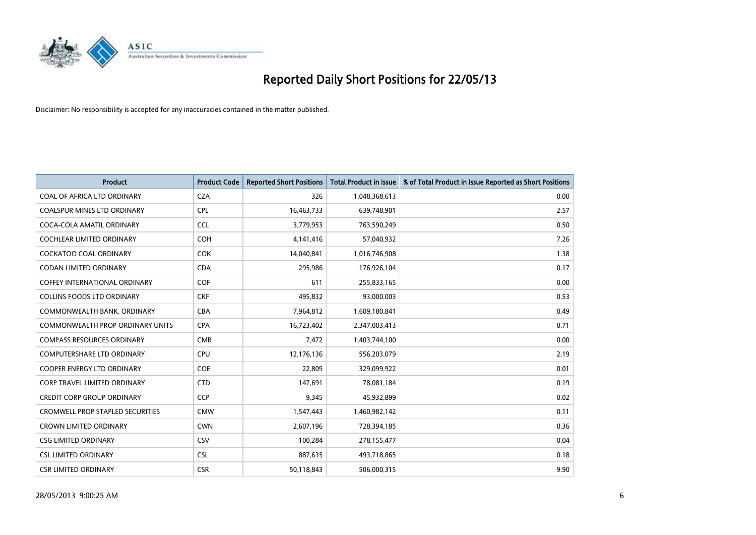# Reported Daily Short Positions for 22/05/13

Disclaimer: No responsibility is accepted for any inaccuracies contained in the matter published.

| Product | Product Code | Reported Short Positions | Total Product in Issue | % of Total Product in Issue Reported as Short Positions |
|---|---|---|---|---|
| COAL OF AFRICA LTD ORDINARY | CZA | 326 | 1,048,368,613 | 0.00 |
| COALSPUR MINES LTD ORDINARY | CPL | 16,463,733 | 639,748,901 | 2.57 |
| COCA-COLA AMATIL ORDINARY | CCL | 3,779,953 | 763,590,249 | 0.50 |
| COCHLEAR LIMITED ORDINARY | COH | 4,141,416 | 57,040,932 | 7.26 |
| COCKATOO COAL ORDINARY | COK | 14,040,841 | 1,016,746,908 | 1.38 |
| CODAN LIMITED ORDINARY | CDA | 295,986 | 176,926,104 | 0.17 |
| COFFEY INTERNATIONAL ORDINARY | COF | 611 | 255,833,165 | 0.00 |
| COLLINS FOODS LTD ORDINARY | CKF | 495,832 | 93,000,003 | 0.53 |
| COMMONWEALTH BANK. ORDINARY | CBA | 7,964,812 | 1,609,180,841 | 0.49 |
| COMMONWEALTH PROP ORDINARY UNITS | CPA | 16,723,402 | 2,347,003,413 | 0.71 |
| COMPASS RESOURCES ORDINARY | CMR | 7,472 | 1,403,744,100 | 0.00 |
| COMPUTERSHARE LTD ORDINARY | CPU | 12,176,136 | 556,203,079 | 2.19 |
| COOPER ENERGY LTD ORDINARY | COE | 22,809 | 329,099,922 | 0.01 |
| CORP TRAVEL LIMITED ORDINARY | CTD | 147,691 | 78,081,184 | 0.19 |
| CREDIT CORP GROUP ORDINARY | CCP | 9,345 | 45,932,899 | 0.02 |
| CROMWELL PROP STAPLED SECURITIES | CMW | 1,547,443 | 1,460,982,142 | 0.11 |
| CROWN LIMITED ORDINARY | CWN | 2,607,196 | 728,394,185 | 0.36 |
| CSG LIMITED ORDINARY | CSV | 100,284 | 278,155,477 | 0.04 |
| CSL LIMITED ORDINARY | CSL | 887,635 | 493,718,865 | 0.18 |
| CSR LIMITED ORDINARY | CSR | 50,118,843 | 506,000,315 | 9.90 |

28/05/2013 9:00:25 AM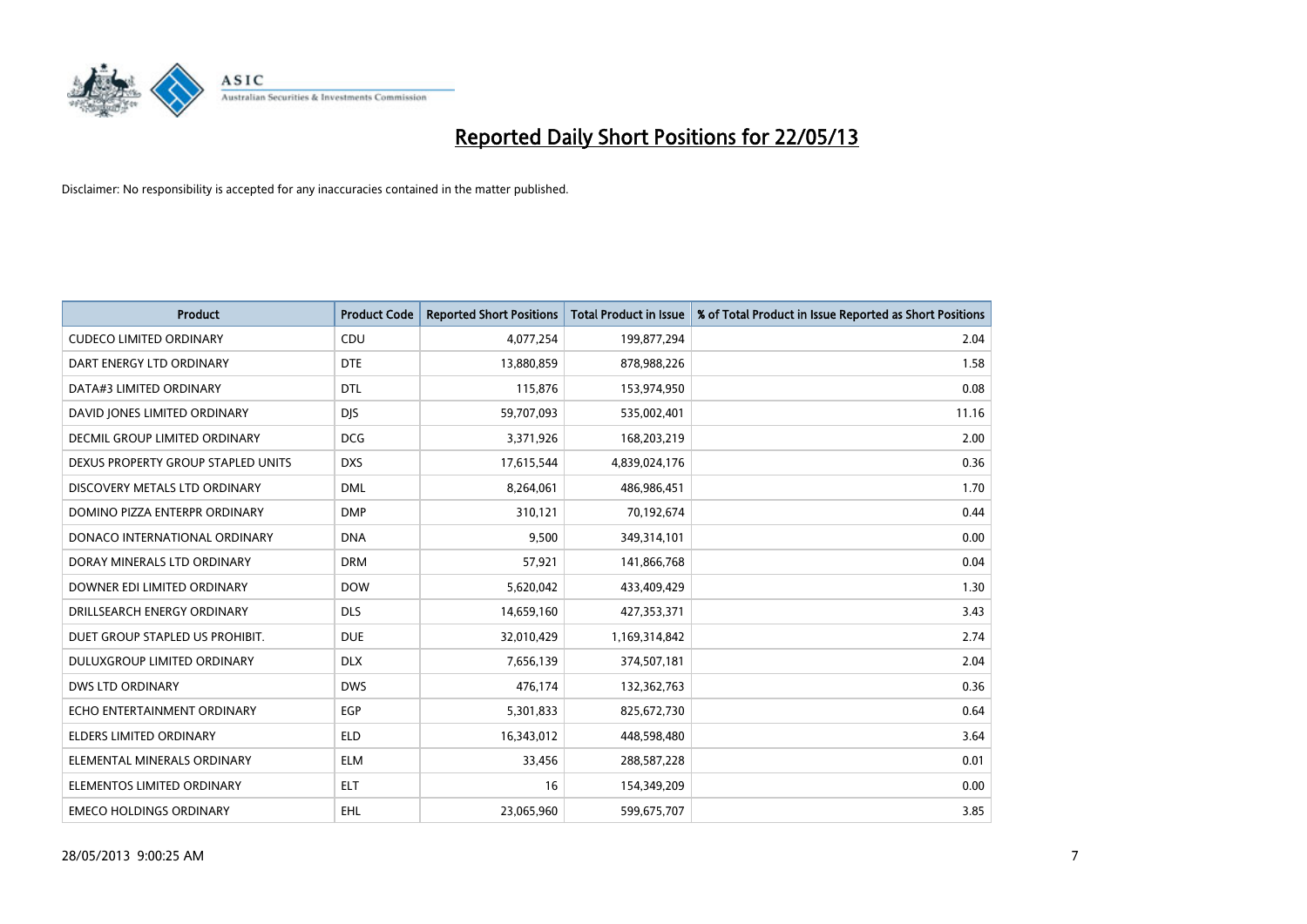# Reported Daily Short Positions for 22/05/13

Disclaimer: No responsibility is accepted for any inaccuracies contained in the matter published.

| Product | Product Code | Reported Short Positions | Total Product in Issue | % of Total Product in Issue Reported as Short Positions |
|---|---|---|---|---|
| CUDECO LIMITED ORDINARY | CDU | 4,077,254 | 199,877,294 | 2.04 |
| DART ENERGY LTD ORDINARY | DTE | 13,880,859 | 878,988,226 | 1.58 |
| DATA#3 LIMITED ORDINARY | DTL | 115,876 | 153,974,950 | 0.08 |
| DAVID JONES LIMITED ORDINARY | DJS | 59,707,093 | 535,002,401 | 11.16 |
| DECMIL GROUP LIMITED ORDINARY | DCG | 3,371,926 | 168,203,219 | 2.00 |
| DEXUS PROPERTY GROUP STAPLED UNITS | DXS | 17,615,544 | 4,839,024,176 | 0.36 |
| DISCOVERY METALS LTD ORDINARY | DML | 8,264,061 | 486,986,451 | 1.70 |
| DOMINO PIZZA ENTERPR ORDINARY | DMP | 310,121 | 70,192,674 | 0.44 |
| DONACO INTERNATIONAL ORDINARY | DNA | 9,500 | 349,314,101 | 0.00 |
| DORAY MINERALS LTD ORDINARY | DRM | 57,921 | 141,866,768 | 0.04 |
| DOWNER EDI LIMITED ORDINARY | DOW | 5,620,042 | 433,409,429 | 1.30 |
| DRILLSEARCH ENERGY ORDINARY | DLS | 14,659,160 | 427,353,371 | 3.43 |
| DUET GROUP STAPLED US PROHIBIT. | DUE | 32,010,429 | 1,169,314,842 | 2.74 |
| DULUXGROUP LIMITED ORDINARY | DLX | 7,656,139 | 374,507,181 | 2.04 |
| DWS LTD ORDINARY | DWS | 476,174 | 132,362,763 | 0.36 |
| ECHO ENTERTAINMENT ORDINARY | EGP | 5,301,833 | 825,672,730 | 0.64 |
| ELDERS LIMITED ORDINARY | ELD | 16,343,012 | 448,598,480 | 3.64 |
| ELEMENTAL MINERALS ORDINARY | ELM | 33,456 | 288,587,228 | 0.01 |
| ELEMENTOS LIMITED ORDINARY | ELT | 16 | 154,349,209 | 0.00 |
| EMECO HOLDINGS ORDINARY | EHL | 23,065,960 | 599,675,707 | 3.85 |

28/05/2013 9:00:25 AM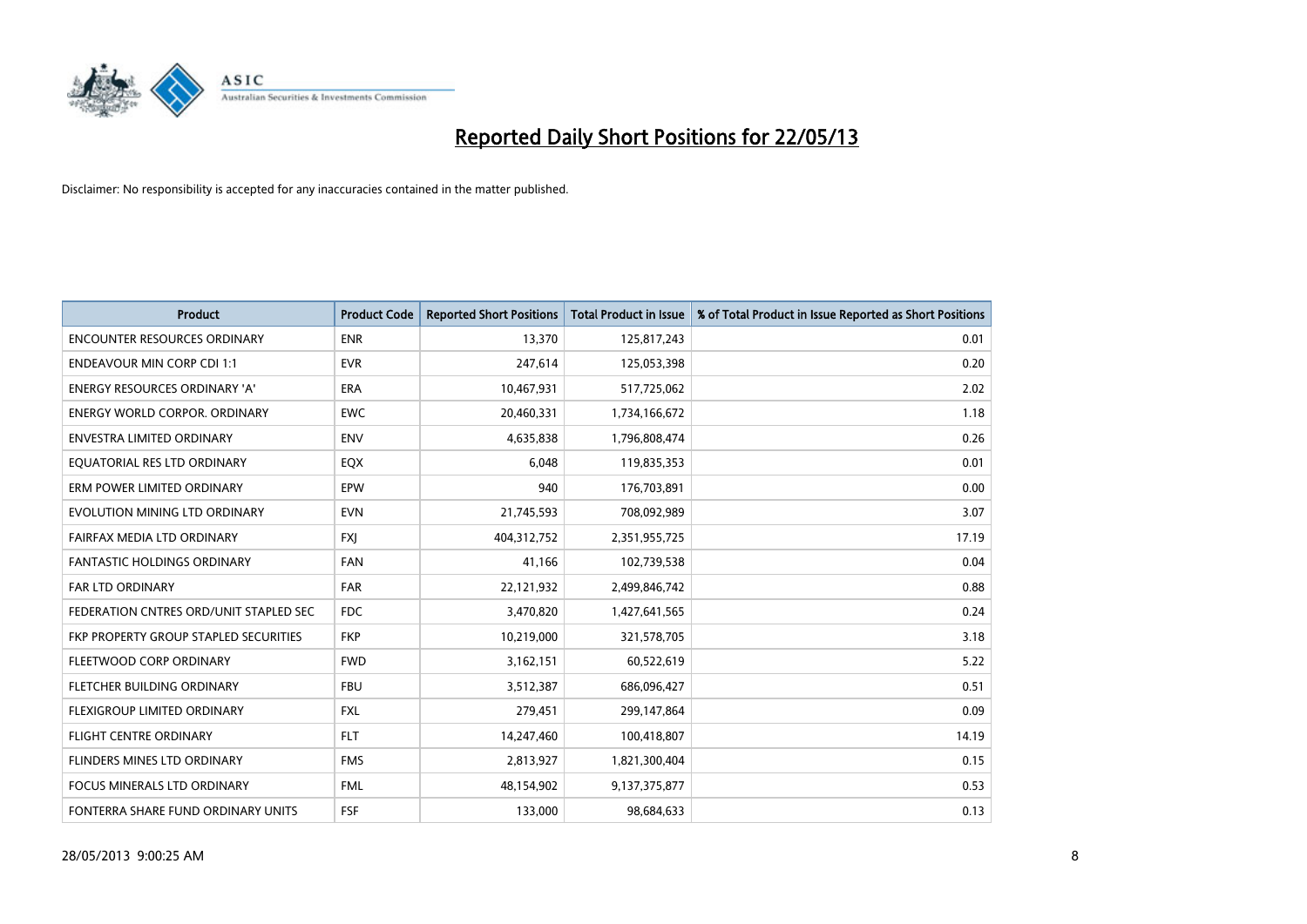# Reported Daily Short Positions for 22/05/13

Disclaimer: No responsibility is accepted for any inaccuracies contained in the matter published.

| Product | Product Code | Reported Short Positions | Total Product in Issue | % of Total Product in Issue Reported as Short Positions |
|---|---|---|---|---|
| ENCOUNTER RESOURCES ORDINARY | ENR | 13,370 | 125,817,243 | 0.01 |
| ENDEAVOUR MIN CORP CDI 1:1 | EVR | 247,614 | 125,053,398 | 0.20 |
| ENERGY RESOURCES ORDINARY 'A' | ERA | 10,467,931 | 517,725,062 | 2.02 |
| ENERGY WORLD CORPOR. ORDINARY | EWC | 20,460,331 | 1,734,166,672 | 1.18 |
| ENVESTRA LIMITED ORDINARY | ENV | 4,635,838 | 1,796,808,474 | 0.26 |
| EQUATORIAL RES LTD ORDINARY | EQX | 6,048 | 119,835,353 | 0.01 |
| ERM POWER LIMITED ORDINARY | EPW | 940 | 176,703,891 | 0.00 |
| EVOLUTION MINING LTD ORDINARY | EVN | 21,745,593 | 708,092,989 | 3.07 |
| FAIRFAX MEDIA LTD ORDINARY | FXJ | 404,312,752 | 2,351,955,725 | 17.19 |
| FANTASTIC HOLDINGS ORDINARY | FAN | 41,166 | 102,739,538 | 0.04 |
| FAR LTD ORDINARY | FAR | 22,121,932 | 2,499,846,742 | 0.88 |
| FEDERATION CNTRES ORD/UNIT STAPLED SEC | FDC | 3,470,820 | 1,427,641,565 | 0.24 |
| FKP PROPERTY GROUP STAPLED SECURITIES | FKP | 10,219,000 | 321,578,705 | 3.18 |
| FLEETWOOD CORP ORDINARY | FWD | 3,162,151 | 60,522,619 | 5.22 |
| FLETCHER BUILDING ORDINARY | FBU | 3,512,387 | 686,096,427 | 0.51 |
| FLEXIGROUP LIMITED ORDINARY | FXL | 279,451 | 299,147,864 | 0.09 |
| FLIGHT CENTRE ORDINARY | FLT | 14,247,460 | 100,418,807 | 14.19 |
| FLINDERS MINES LTD ORDINARY | FMS | 2,813,927 | 1,821,300,404 | 0.15 |
| FOCUS MINERALS LTD ORDINARY | FML | 48,154,902 | 9,137,375,877 | 0.53 |
| FONTERRA SHARE FUND ORDINARY UNITS | FSF | 133,000 | 98,684,633 | 0.13 |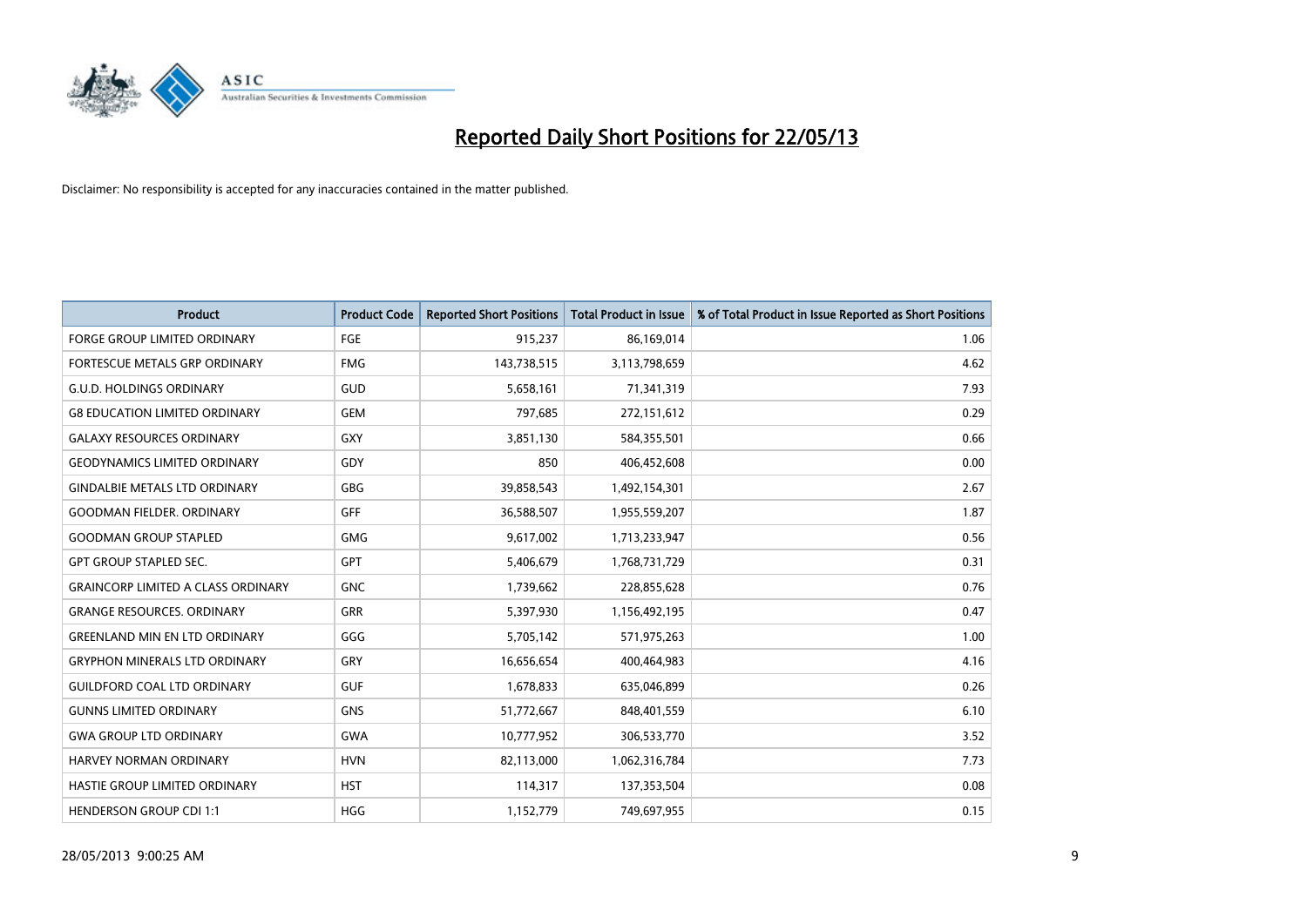# Reported Daily Short Positions for 22/05/13

Disclaimer: No responsibility is accepted for any inaccuracies contained in the matter published.

| Product | Product Code | Reported Short Positions | Total Product in Issue | % of Total Product in Issue Reported as Short Positions |
|---|---|---|---|---|
| FORGE GROUP LIMITED ORDINARY | FGE | 915,237 | 86,169,014 | 1.06 |
| FORTESCUE METALS GRP ORDINARY | FMG | 143,738,515 | 3,113,798,659 | 4.62 |
| G.U.D. HOLDINGS ORDINARY | GUD | 5,658,161 | 71,341,319 | 7.93 |
| G8 EDUCATION LIMITED ORDINARY | GEM | 797,685 | 272,151,612 | 0.29 |
| GALAXY RESOURCES ORDINARY | GXY | 3,851,130 | 584,355,501 | 0.66 |
| GEODYNAMICS LIMITED ORDINARY | GDY | 850 | 406,452,608 | 0.00 |
| GINDALBIE METALS LTD ORDINARY | GBG | 39,858,543 | 1,492,154,301 | 2.67 |
| GOODMAN FIELDER. ORDINARY | GFF | 36,588,507 | 1,955,559,207 | 1.87 |
| GOODMAN GROUP STAPLED | GMG | 9,617,002 | 1,713,233,947 | 0.56 |
| GPT GROUP STAPLED SEC. | GPT | 5,406,679 | 1,768,731,729 | 0.31 |
| GRAINCORP LIMITED A CLASS ORDINARY | GNC | 1,739,662 | 228,855,628 | 0.76 |
| GRANGE RESOURCES. ORDINARY | GRR | 5,397,930 | 1,156,492,195 | 0.47 |
| GREENLAND MIN EN LTD ORDINARY | GGG | 5,705,142 | 571,975,263 | 1.00 |
| GRYPHON MINERALS LTD ORDINARY | GRY | 16,656,654 | 400,464,983 | 4.16 |
| GUILDFORD COAL LTD ORDINARY | GUF | 1,678,833 | 635,046,899 | 0.26 |
| GUNNS LIMITED ORDINARY | GNS | 51,772,667 | 848,401,559 | 6.10 |
| GWA GROUP LTD ORDINARY | GWA | 10,777,952 | 306,533,770 | 3.52 |
| HARVEY NORMAN ORDINARY | HVN | 82,113,000 | 1,062,316,784 | 7.73 |
| HASTIE GROUP LIMITED ORDINARY | HST | 114,317 | 137,353,504 | 0.08 |
| HENDERSON GROUP CDI 1:1 | HGG | 1,152,779 | 749,697,955 | 0.15 |

28/05/2013 9:00:25 AM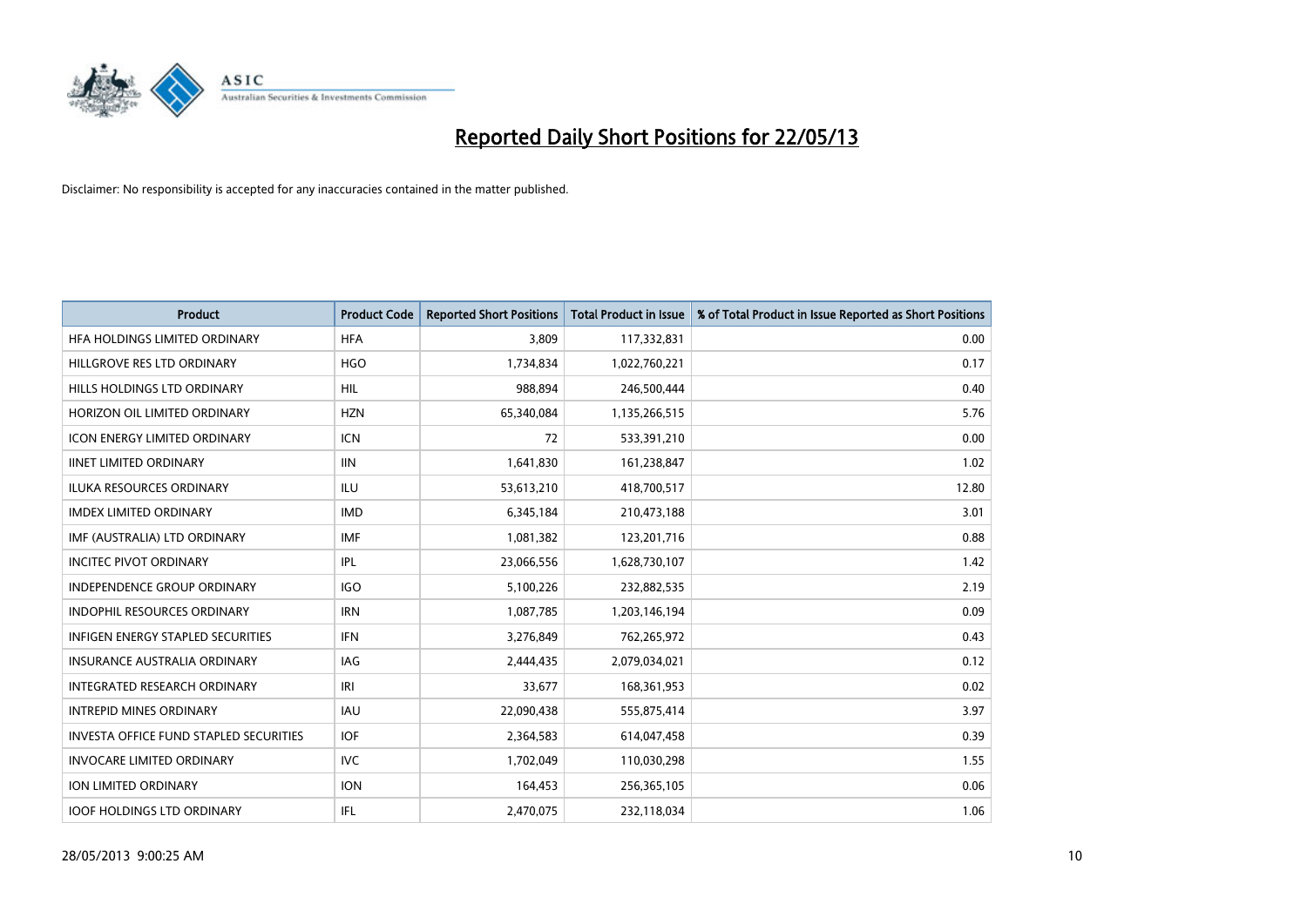# Reported Daily Short Positions for 22/05/13

Disclaimer: No responsibility is accepted for any inaccuracies contained in the matter published.

| Product | Product Code | Reported Short Positions | Total Product in Issue | % of Total Product in Issue Reported as Short Positions |
|---|---|---|---|---|
| HFA HOLDINGS LIMITED ORDINARY | HFA | 3,809 | 117,332,831 | 0.00 |
| HILLGROVE RES LTD ORDINARY | HGO | 1,734,834 | 1,022,760,221 | 0.17 |
| HILLS HOLDINGS LTD ORDINARY | HIL | 988,894 | 246,500,444 | 0.40 |
| HORIZON OIL LIMITED ORDINARY | HZN | 65,340,084 | 1,135,266,515 | 5.76 |
| ICON ENERGY LIMITED ORDINARY | ICN | 72 | 533,391,210 | 0.00 |
| IINET LIMITED ORDINARY | IIN | 1,641,830 | 161,238,847 | 1.02 |
| ILUKA RESOURCES ORDINARY | ILU | 53,613,210 | 418,700,517 | 12.80 |
| IMDEX LIMITED ORDINARY | IMD | 6,345,184 | 210,473,188 | 3.01 |
| IMF (AUSTRALIA) LTD ORDINARY | IMF | 1,081,382 | 123,201,716 | 0.88 |
| INCITEC PIVOT ORDINARY | IPL | 23,066,556 | 1,628,730,107 | 1.42 |
| INDEPENDENCE GROUP ORDINARY | IGO | 5,100,226 | 232,882,535 | 2.19 |
| INDOPHIL RESOURCES ORDINARY | IRN | 1,087,785 | 1,203,146,194 | 0.09 |
| INFIGEN ENERGY STAPLED SECURITIES | IFN | 3,276,849 | 762,265,972 | 0.43 |
| INSURANCE AUSTRALIA ORDINARY | IAG | 2,444,435 | 2,079,034,021 | 0.12 |
| INTEGRATED RESEARCH ORDINARY | IRI | 33,677 | 168,361,953 | 0.02 |
| INTREPID MINES ORDINARY | IAU | 22,090,438 | 555,875,414 | 3.97 |
| INVESTA OFFICE FUND STAPLED SECURITIES | IOF | 2,364,583 | 614,047,458 | 0.39 |
| INVOCARE LIMITED ORDINARY | IVC | 1,702,049 | 110,030,298 | 1.55 |
| ION LIMITED ORDINARY | ION | 164,453 | 256,365,105 | 0.06 |
| IOOF HOLDINGS LTD ORDINARY | IFL | 2,470,075 | 232,118,034 | 1.06 |

28/05/2013 9:00:25 AM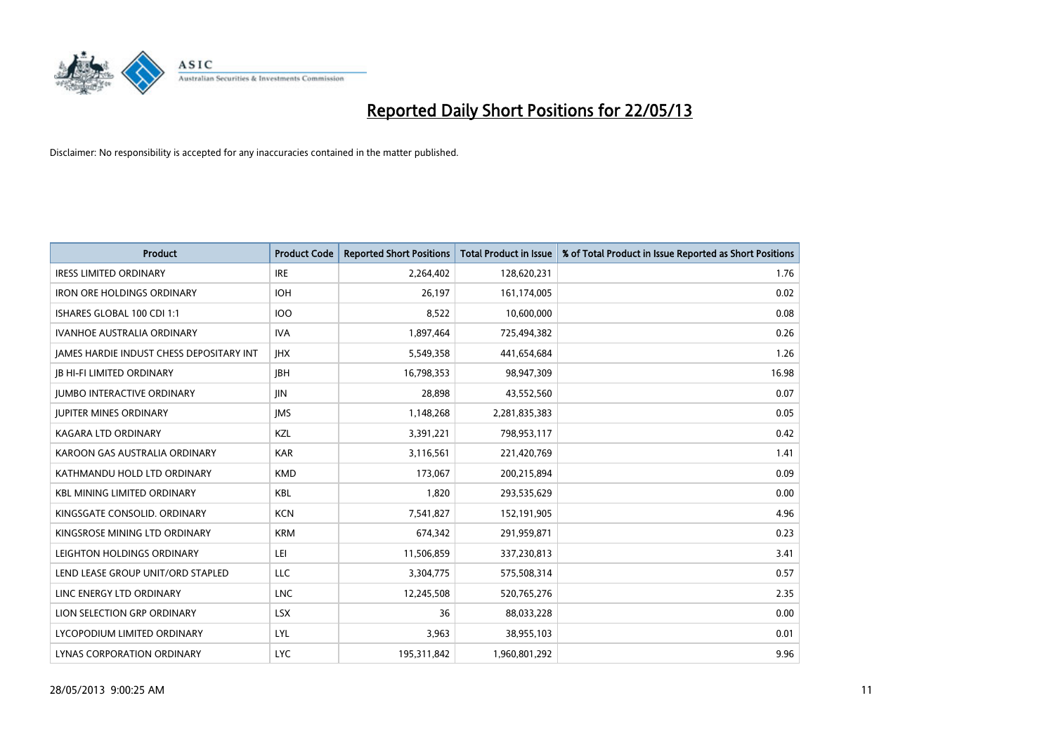# Reported Daily Short Positions for 22/05/13

Disclaimer: No responsibility is accepted for any inaccuracies contained in the matter published.

| Product | Product Code | Reported Short Positions | Total Product in Issue | % of Total Product in Issue Reported as Short Positions |
|---|---|---|---|---|
| IRESS LIMITED ORDINARY | IRE | 2,264,402 | 128,620,231 | 1.76 |
| IRON ORE HOLDINGS ORDINARY | IOH | 26,197 | 161,174,005 | 0.02 |
| ISHARES GLOBAL 100 CDI 1:1 | IOO | 8,522 | 10,600,000 | 0.08 |
| IVANHOE AUSTRALIA ORDINARY | IVA | 1,897,464 | 725,494,382 | 0.26 |
| JAMES HARDIE INDUST CHESS DEPOSITARY INT | JHX | 5,549,358 | 441,654,684 | 1.26 |
| JB HI-FI LIMITED ORDINARY | JBH | 16,798,353 | 98,947,309 | 16.98 |
| JUMBO INTERACTIVE ORDINARY | JIN | 28,898 | 43,552,560 | 0.07 |
| JUPITER MINES ORDINARY | JMS | 1,148,268 | 2,281,835,383 | 0.05 |
| KAGARA LTD ORDINARY | KZL | 3,391,221 | 798,953,117 | 0.42 |
| KAROON GAS AUSTRALIA ORDINARY | KAR | 3,116,561 | 221,420,769 | 1.41 |
| KATHMANDU HOLD LTD ORDINARY | KMD | 173,067 | 200,215,894 | 0.09 |
| KBL MINING LIMITED ORDINARY | KBL | 1,820 | 293,535,629 | 0.00 |
| KINGSGATE CONSOLID. ORDINARY | KCN | 7,541,827 | 152,191,905 | 4.96 |
| KINGSROSE MINING LTD ORDINARY | KRM | 674,342 | 291,959,871 | 0.23 |
| LEIGHTON HOLDINGS ORDINARY | LEI | 11,506,859 | 337,230,813 | 3.41 |
| LEND LEASE GROUP UNIT/ORD STAPLED | LLC | 3,304,775 | 575,508,314 | 0.57 |
| LINC ENERGY LTD ORDINARY | LNC | 12,245,508 | 520,765,276 | 2.35 |
| LION SELECTION GRP ORDINARY | LSX | 36 | 88,033,228 | 0.00 |
| LYCOPODIUM LIMITED ORDINARY | LYL | 3,963 | 38,955,103 | 0.01 |
| LYNAS CORPORATION ORDINARY | LYC | 195,311,842 | 1,960,801,292 | 9.96 |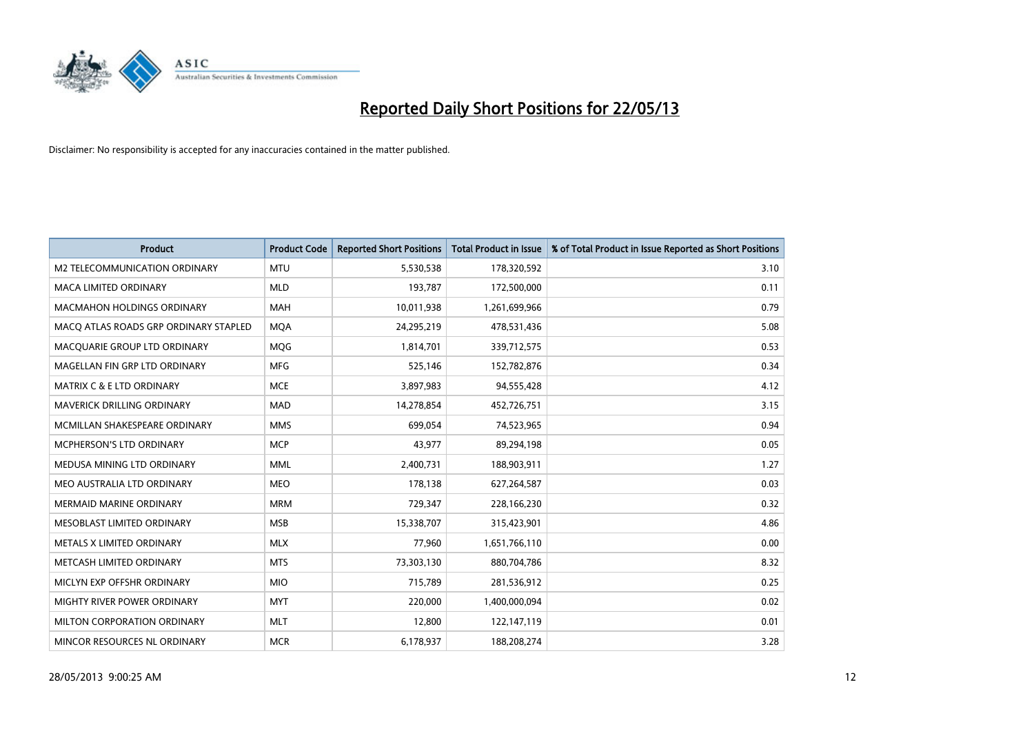# Reported Daily Short Positions for 22/05/13

Disclaimer: No responsibility is accepted for any inaccuracies contained in the matter published.

| Product | Product Code | Reported Short Positions | Total Product in Issue | % of Total Product in Issue Reported as Short Positions |
|---|---|---|---|---|
| M2 TELECOMMUNICATION ORDINARY | MTU | 5,530,538 | 178,320,592 | 3.10 |
| MACA LIMITED ORDINARY | MLD | 193,787 | 172,500,000 | 0.11 |
| MACMAHON HOLDINGS ORDINARY | MAH | 10,011,938 | 1,261,699,966 | 0.79 |
| MACQ ATLAS ROADS GRP ORDINARY STAPLED | MQA | 24,295,219 | 478,531,436 | 5.08 |
| MACQUARIE GROUP LTD ORDINARY | MQG | 1,814,701 | 339,712,575 | 0.53 |
| MAGELLAN FIN GRP LTD ORDINARY | MFG | 525,146 | 152,782,876 | 0.34 |
| MATRIX C & E LTD ORDINARY | MCE | 3,897,983 | 94,555,428 | 4.12 |
| MAVERICK DRILLING ORDINARY | MAD | 14,278,854 | 452,726,751 | 3.15 |
| MCMILLAN SHAKESPEARE ORDINARY | MMS | 699,054 | 74,523,965 | 0.94 |
| MCPHERSON'S LTD ORDINARY | MCP | 43,977 | 89,294,198 | 0.05 |
| MEDUSA MINING LTD ORDINARY | MML | 2,400,731 | 188,903,911 | 1.27 |
| MEO AUSTRALIA LTD ORDINARY | MEO | 178,138 | 627,264,587 | 0.03 |
| MERMAID MARINE ORDINARY | MRM | 729,347 | 228,166,230 | 0.32 |
| MESOBLAST LIMITED ORDINARY | MSB | 15,338,707 | 315,423,901 | 4.86 |
| METALS X LIMITED ORDINARY | MLX | 77,960 | 1,651,766,110 | 0.00 |
| METCASH LIMITED ORDINARY | MTS | 73,303,130 | 880,704,786 | 8.32 |
| MICLYN EXP OFFSHR ORDINARY | MIO | 715,789 | 281,536,912 | 0.25 |
| MIGHTY RIVER POWER ORDINARY | MYT | 220,000 | 1,400,000,094 | 0.02 |
| MILTON CORPORATION ORDINARY | MLT | 12,800 | 122,147,119 | 0.01 |
| MINCOR RESOURCES NL ORDINARY | MCR | 6,178,937 | 188,208,274 | 3.28 |

28/05/2013 9:00:25 AM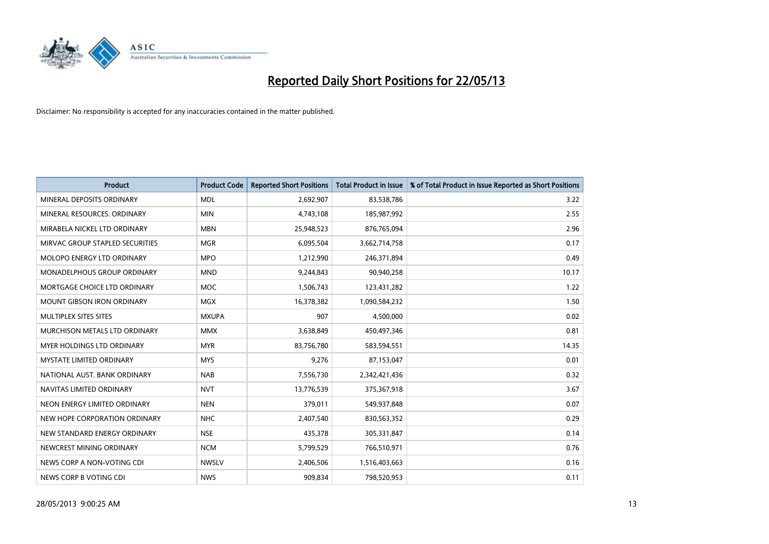# Reported Daily Short Positions for 22/05/13

Disclaimer: No responsibility is accepted for any inaccuracies contained in the matter published.

| Product | Product Code | Reported Short Positions | Total Product in Issue | % of Total Product in Issue Reported as Short Positions |
| --- | --- | --- | --- | --- |
| MINERAL DEPOSITS ORDINARY | MDL | 2,692,907 | 83,538,786 | 3.22 |
| MINERAL RESOURCES. ORDINARY | MIN | 4,743,108 | 185,987,992 | 2.55 |
| MIRABELA NICKEL LTD ORDINARY | MBN | 25,948,523 | 876,765,094 | 2.96 |
| MIRVAC GROUP STAPLED SECURITIES | MGR | 6,095,504 | 3,662,714,758 | 0.17 |
| MOLOPO ENERGY LTD ORDINARY | MPO | 1,212,990 | 246,371,894 | 0.49 |
| MONADELPHOUS GROUP ORDINARY | MND | 9,244,843 | 90,940,258 | 10.17 |
| MORTGAGE CHOICE LTD ORDINARY | MOC | 1,506,743 | 123,431,282 | 1.22 |
| MOUNT GIBSON IRON ORDINARY | MGX | 16,378,382 | 1,090,584,232 | 1.50 |
| MULTIPLEX SITES SITES | MXUPA | 907 | 4,500,000 | 0.02 |
| MURCHISON METALS LTD ORDINARY | MMX | 3,638,849 | 450,497,346 | 0.81 |
| MYER HOLDINGS LTD ORDINARY | MYR | 83,756,780 | 583,594,551 | 14.35 |
| MYSTATE LIMITED ORDINARY | MYS | 9,276 | 87,153,047 | 0.01 |
| NATIONAL AUST. BANK ORDINARY | NAB | 7,556,730 | 2,342,421,436 | 0.32 |
| NAVITAS LIMITED ORDINARY | NVT | 13,776,539 | 375,367,918 | 3.67 |
| NEON ENERGY LIMITED ORDINARY | NEN | 379,011 | 549,937,848 | 0.07 |
| NEW HOPE CORPORATION ORDINARY | NHC | 2,407,540 | 830,563,352 | 0.29 |
| NEW STANDARD ENERGY ORDINARY | NSE | 435,378 | 305,331,847 | 0.14 |
| NEWCREST MINING ORDINARY | NCM | 5,799,529 | 766,510,971 | 0.76 |
| NEWS CORP A NON-VOTING CDI | NWSLV | 2,406,506 | 1,516,403,663 | 0.16 |
| NEWS CORP B VOTING CDI | NWS | 909,834 | 798,520,953 | 0.11 |

28/05/2013 9:00:25 AM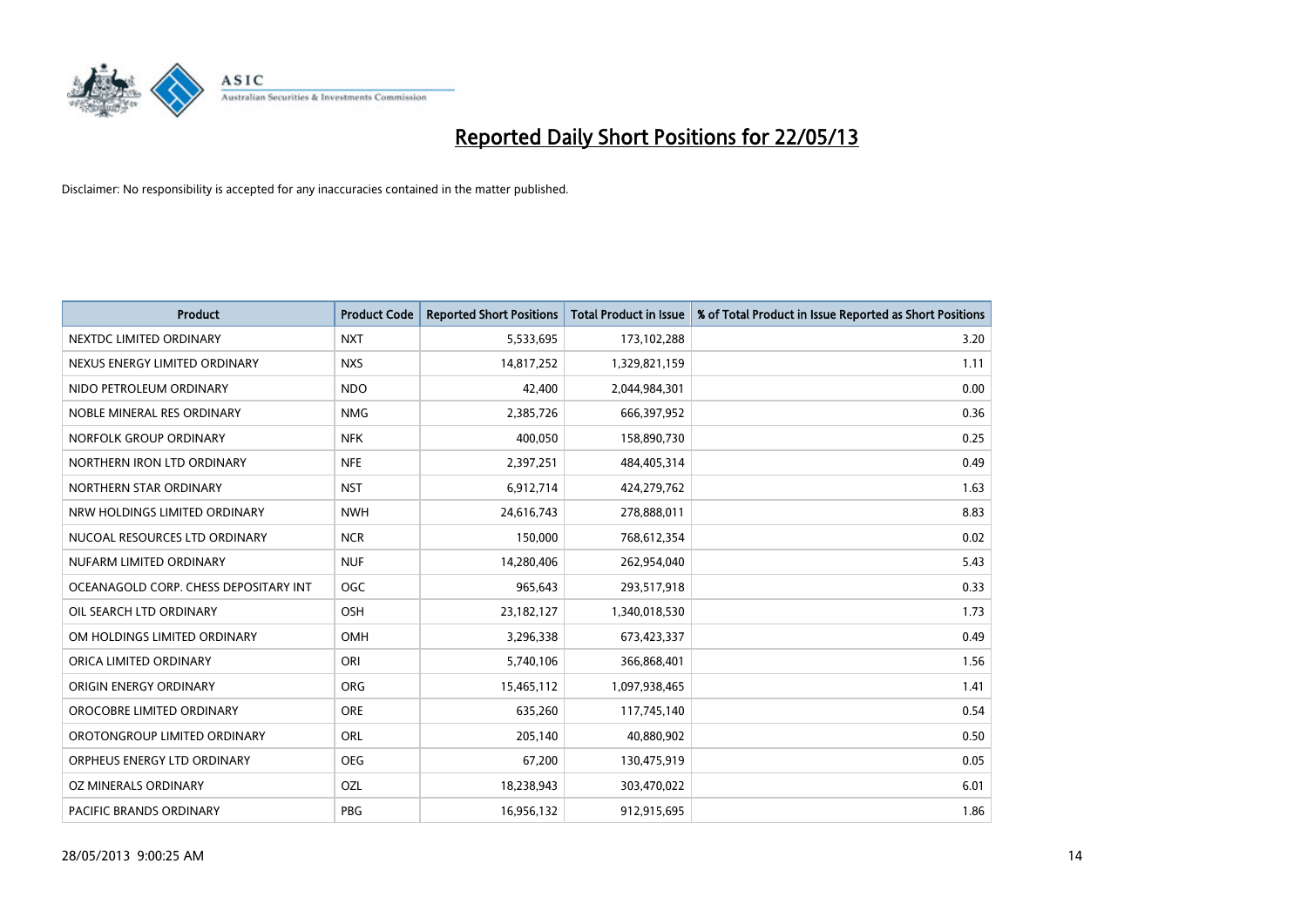# Reported Daily Short Positions for 22/05/13

Disclaimer: No responsibility is accepted for any inaccuracies contained in the matter published.

| Product | Product Code | Reported Short Positions | Total Product in Issue | % of Total Product in Issue Reported as Short Positions |
|---|---|---|---|---|
| NEXTDC LIMITED ORDINARY | NXT | 5,533,695 | 173,102,288 | 3.20 |
| NEXUS ENERGY LIMITED ORDINARY | NXS | 14,817,252 | 1,329,821,159 | 1.11 |
| NIDO PETROLEUM ORDINARY | NDO | 42,400 | 2,044,984,301 | 0.00 |
| NOBLE MINERAL RES ORDINARY | NMG | 2,385,726 | 666,397,952 | 0.36 |
| NORFOLK GROUP ORDINARY | NFK | 400,050 | 158,890,730 | 0.25 |
| NORTHERN IRON LTD ORDINARY | NFE | 2,397,251 | 484,405,314 | 0.49 |
| NORTHERN STAR ORDINARY | NST | 6,912,714 | 424,279,762 | 1.63 |
| NRW HOLDINGS LIMITED ORDINARY | NWH | 24,616,743 | 278,888,011 | 8.83 |
| NUCOAL RESOURCES LTD ORDINARY | NCR | 150,000 | 768,612,354 | 0.02 |
| NUFARM LIMITED ORDINARY | NUF | 14,280,406 | 262,954,040 | 5.43 |
| OCEANAGOLD CORP. CHESS DEPOSITARY INT | OGC | 965,643 | 293,517,918 | 0.33 |
| OIL SEARCH LTD ORDINARY | OSH | 23,182,127 | 1,340,018,530 | 1.73 |
| OM HOLDINGS LIMITED ORDINARY | OMH | 3,296,338 | 673,423,337 | 0.49 |
| ORICA LIMITED ORDINARY | ORI | 5,740,106 | 366,868,401 | 1.56 |
| ORIGIN ENERGY ORDINARY | ORG | 15,465,112 | 1,097,938,465 | 1.41 |
| OROCOBRE LIMITED ORDINARY | ORE | 635,260 | 117,745,140 | 0.54 |
| OROTONGROUP LIMITED ORDINARY | ORL | 205,140 | 40,880,902 | 0.50 |
| ORPHEUS ENERGY LTD ORDINARY | OEG | 67,200 | 130,475,919 | 0.05 |
| OZ MINERALS ORDINARY | OZL | 18,238,943 | 303,470,022 | 6.01 |
| PACIFIC BRANDS ORDINARY | PBG | 16,956,132 | 912,915,695 | 1.86 |

28/05/2013 9:00:25 AM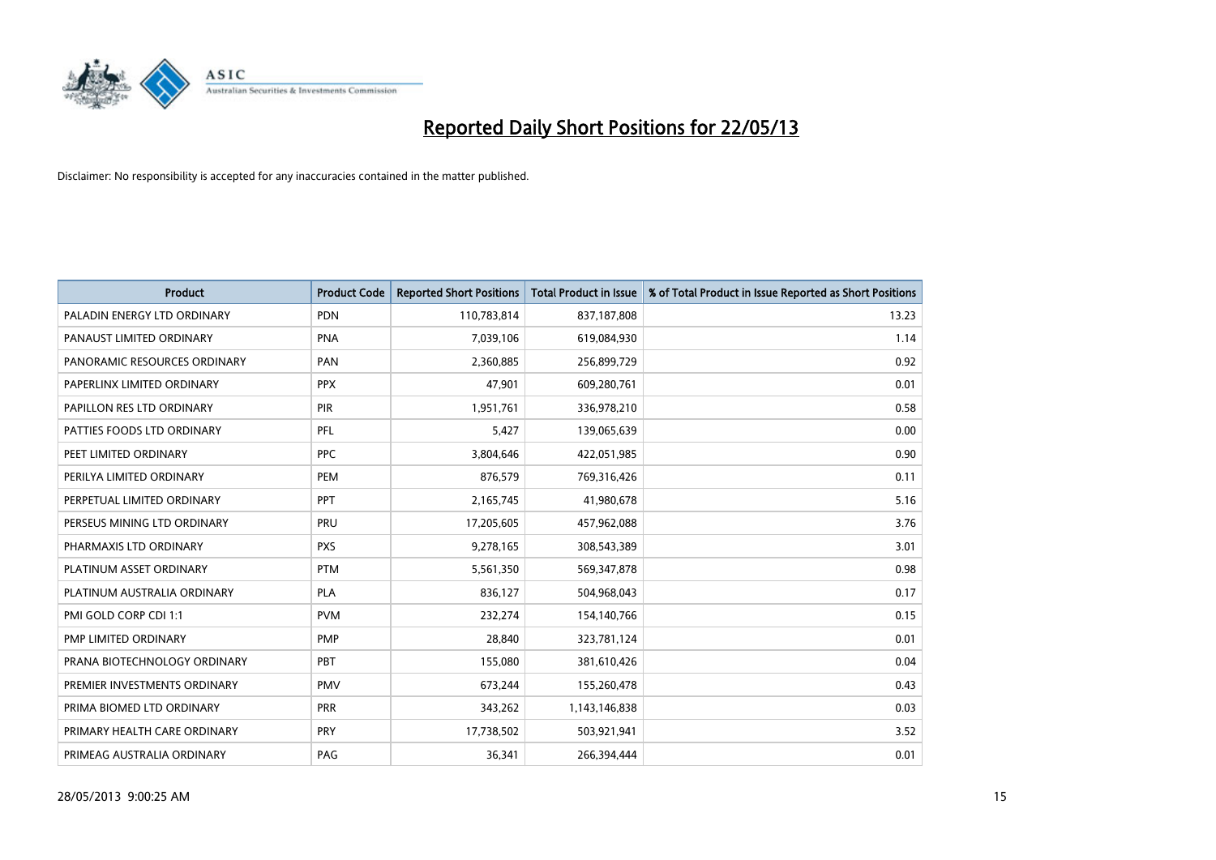# Reported Daily Short Positions for 22/05/13

Disclaimer: No responsibility is accepted for any inaccuracies contained in the matter published.

| Product | Product Code | Reported Short Positions | Total Product in Issue | % of Total Product in Issue Reported as Short Positions |
|---|---|---|---|---|
| PALADIN ENERGY LTD ORDINARY | PDN | 110,783,814 | 837,187,808 | 13.23 |
| PANAUST LIMITED ORDINARY | PNA | 7,039,106 | 619,084,930 | 1.14 |
| PANORAMIC RESOURCES ORDINARY | PAN | 2,360,885 | 256,899,729 | 0.92 |
| PAPERLINX LIMITED ORDINARY | PPX | 47,901 | 609,280,761 | 0.01 |
| PAPILLON RES LTD ORDINARY | PIR | 1,951,761 | 336,978,210 | 0.58 |
| PATTIES FOODS LTD ORDINARY | PFL | 5,427 | 139,065,639 | 0.00 |
| PEET LIMITED ORDINARY | PPC | 3,804,646 | 422,051,985 | 0.90 |
| PERILYA LIMITED ORDINARY | PEM | 876,579 | 769,316,426 | 0.11 |
| PERPETUAL LIMITED ORDINARY | PPT | 2,165,745 | 41,980,678 | 5.16 |
| PERSEUS MINING LTD ORDINARY | PRU | 17,205,605 | 457,962,088 | 3.76 |
| PHARMAXIS LTD ORDINARY | PXS | 9,278,165 | 308,543,389 | 3.01 |
| PLATINUM ASSET ORDINARY | PTM | 5,561,350 | 569,347,878 | 0.98 |
| PLATINUM AUSTRALIA ORDINARY | PLA | 836,127 | 504,968,043 | 0.17 |
| PMI GOLD CORP CDI 1:1 | PVM | 232,274 | 154,140,766 | 0.15 |
| PMP LIMITED ORDINARY | PMP | 28,840 | 323,781,124 | 0.01 |
| PRANA BIOTECHNOLOGY ORDINARY | PBT | 155,080 | 381,610,426 | 0.04 |
| PREMIER INVESTMENTS ORDINARY | PMV | 673,244 | 155,260,478 | 0.43 |
| PRIMA BIOMED LTD ORDINARY | PRR | 343,262 | 1,143,146,838 | 0.03 |
| PRIMARY HEALTH CARE ORDINARY | PRY | 17,738,502 | 503,921,941 | 3.52 |
| PRIMEAG AUSTRALIA ORDINARY | PAG | 36,341 | 266,394,444 | 0.01 |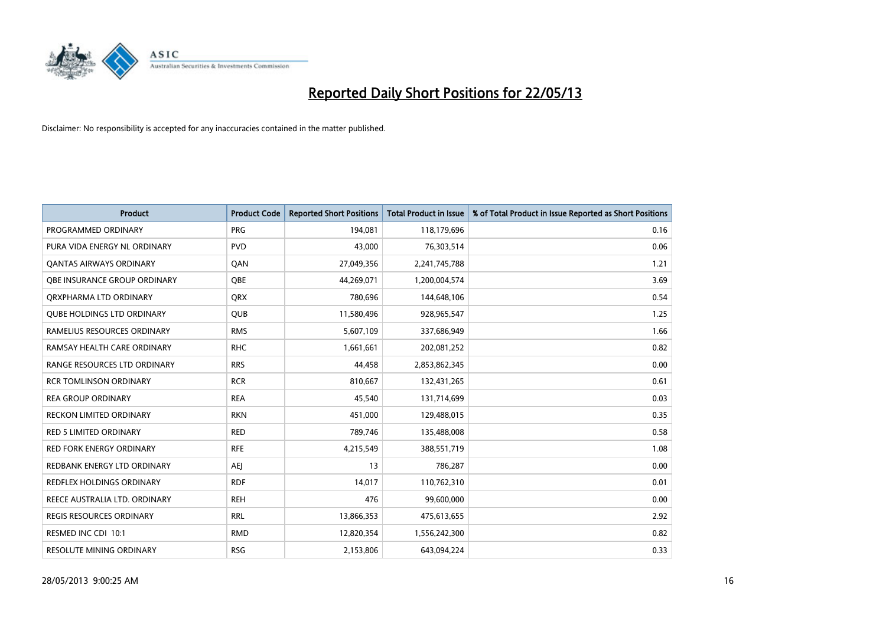# Reported Daily Short Positions for 22/05/13

Disclaimer: No responsibility is accepted for any inaccuracies contained in the matter published.

| Product | Product Code | Reported Short Positions | Total Product in Issue | % of Total Product in Issue Reported as Short Positions |
|---|---|---|---|---|
| PROGRAMMED ORDINARY | PRG | 194,081 | 118,179,696 | 0.16 |
| PURA VIDA ENERGY NL ORDINARY | PVD | 43,000 | 76,303,514 | 0.06 |
| QANTAS AIRWAYS ORDINARY | QAN | 27,049,356 | 2,241,745,788 | 1.21 |
| QBE INSURANCE GROUP ORDINARY | QBE | 44,269,071 | 1,200,004,574 | 3.69 |
| QRXPHARMA LTD ORDINARY | QRX | 780,696 | 144,648,106 | 0.54 |
| QUBE HOLDINGS LTD ORDINARY | QUB | 11,580,496 | 928,965,547 | 1.25 |
| RAMELIUS RESOURCES ORDINARY | RMS | 5,607,109 | 337,686,949 | 1.66 |
| RAMSAY HEALTH CARE ORDINARY | RHC | 1,661,661 | 202,081,252 | 0.82 |
| RANGE RESOURCES LTD ORDINARY | RRS | 44,458 | 2,853,862,345 | 0.00 |
| RCR TOMLINSON ORDINARY | RCR | 810,667 | 132,431,265 | 0.61 |
| REA GROUP ORDINARY | REA | 45,540 | 131,714,699 | 0.03 |
| RECKON LIMITED ORDINARY | RKN | 451,000 | 129,488,015 | 0.35 |
| RED 5 LIMITED ORDINARY | RED | 789,746 | 135,488,008 | 0.58 |
| RED FORK ENERGY ORDINARY | RFE | 4,215,549 | 388,551,719 | 1.08 |
| REDBANK ENERGY LTD ORDINARY | AEJ | 13 | 786,287 | 0.00 |
| REDFLEX HOLDINGS ORDINARY | RDF | 14,017 | 110,762,310 | 0.01 |
| REECE AUSTRALIA LTD. ORDINARY | REH | 476 | 99,600,000 | 0.00 |
| REGIS RESOURCES ORDINARY | RRL | 13,866,353 | 475,613,655 | 2.92 |
| RESMED INC CDI 10:1 | RMD | 12,820,354 | 1,556,242,300 | 0.82 |
| RESOLUTE MINING ORDINARY | RSG | 2,153,806 | 643,094,224 | 0.33 |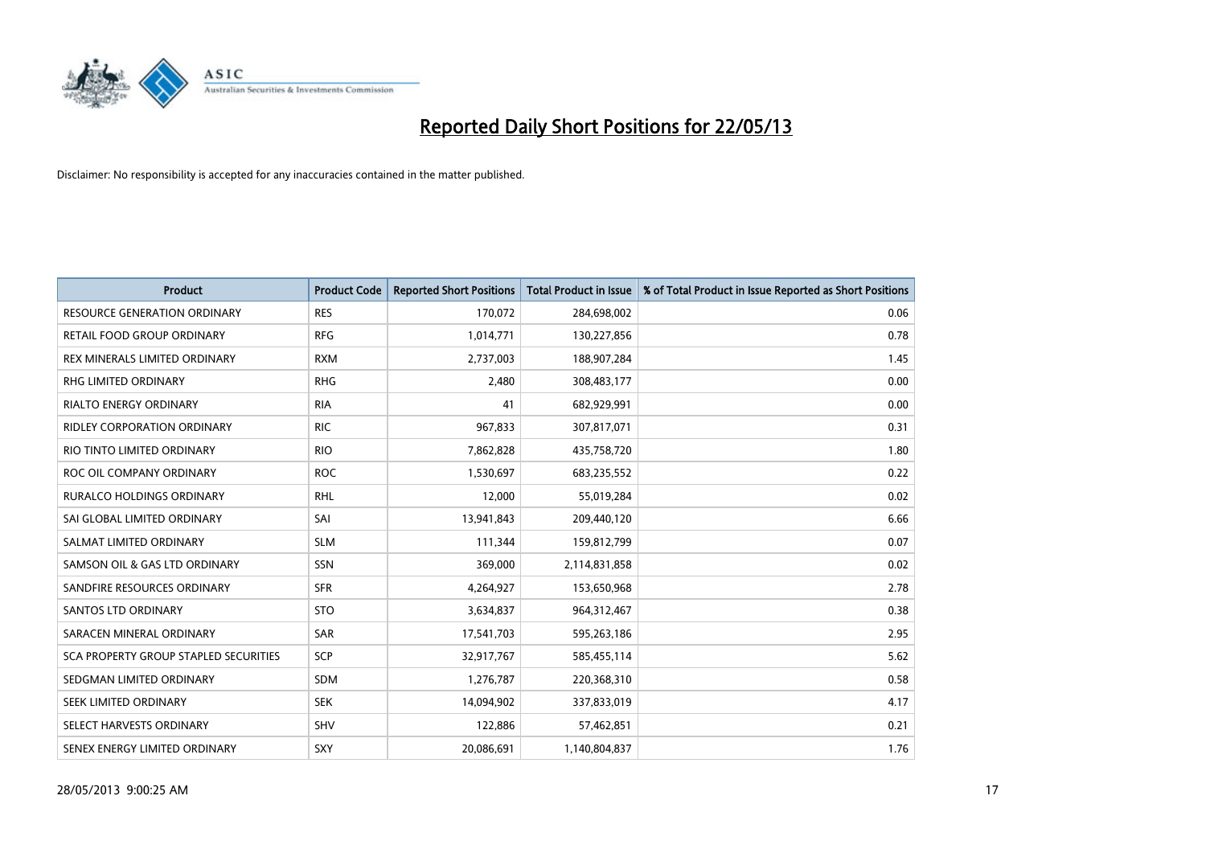# Reported Daily Short Positions for 22/05/13

Disclaimer: No responsibility is accepted for any inaccuracies contained in the matter published.

| Product | Product Code | Reported Short Positions | Total Product in Issue | % of Total Product in Issue Reported as Short Positions |
|---|---|---|---|---|
| RESOURCE GENERATION ORDINARY | RES | 170,072 | 284,698,002 | 0.06 |
| RETAIL FOOD GROUP ORDINARY | RFG | 1,014,771 | 130,227,856 | 0.78 |
| REX MINERALS LIMITED ORDINARY | RXM | 2,737,003 | 188,907,284 | 1.45 |
| RHG LIMITED ORDINARY | RHG | 2,480 | 308,483,177 | 0.00 |
| RIALTO ENERGY ORDINARY | RIA | 41 | 682,929,991 | 0.00 |
| RIDLEY CORPORATION ORDINARY | RIC | 967,833 | 307,817,071 | 0.31 |
| RIO TINTO LIMITED ORDINARY | RIO | 7,862,828 | 435,758,720 | 1.80 |
| ROC OIL COMPANY ORDINARY | ROC | 1,530,697 | 683,235,552 | 0.22 |
| RURALCO HOLDINGS ORDINARY | RHL | 12,000 | 55,019,284 | 0.02 |
| SAI GLOBAL LIMITED ORDINARY | SAI | 13,941,843 | 209,440,120 | 6.66 |
| SALMAT LIMITED ORDINARY | SLM | 111,344 | 159,812,799 | 0.07 |
| SAMSON OIL & GAS LTD ORDINARY | SSN | 369,000 | 2,114,831,858 | 0.02 |
| SANDFIRE RESOURCES ORDINARY | SFR | 4,264,927 | 153,650,968 | 2.78 |
| SANTOS LTD ORDINARY | STO | 3,634,837 | 964,312,467 | 0.38 |
| SARACEN MINERAL ORDINARY | SAR | 17,541,703 | 595,263,186 | 2.95 |
| SCA PROPERTY GROUP STAPLED SECURITIES | SCP | 32,917,767 | 585,455,114 | 5.62 |
| SEDGMAN LIMITED ORDINARY | SDM | 1,276,787 | 220,368,310 | 0.58 |
| SEEK LIMITED ORDINARY | SEK | 14,094,902 | 337,833,019 | 4.17 |
| SELECT HARVESTS ORDINARY | SHV | 122,886 | 57,462,851 | 0.21 |
| SENEX ENERGY LIMITED ORDINARY | SXY | 20,086,691 | 1,140,804,837 | 1.76 |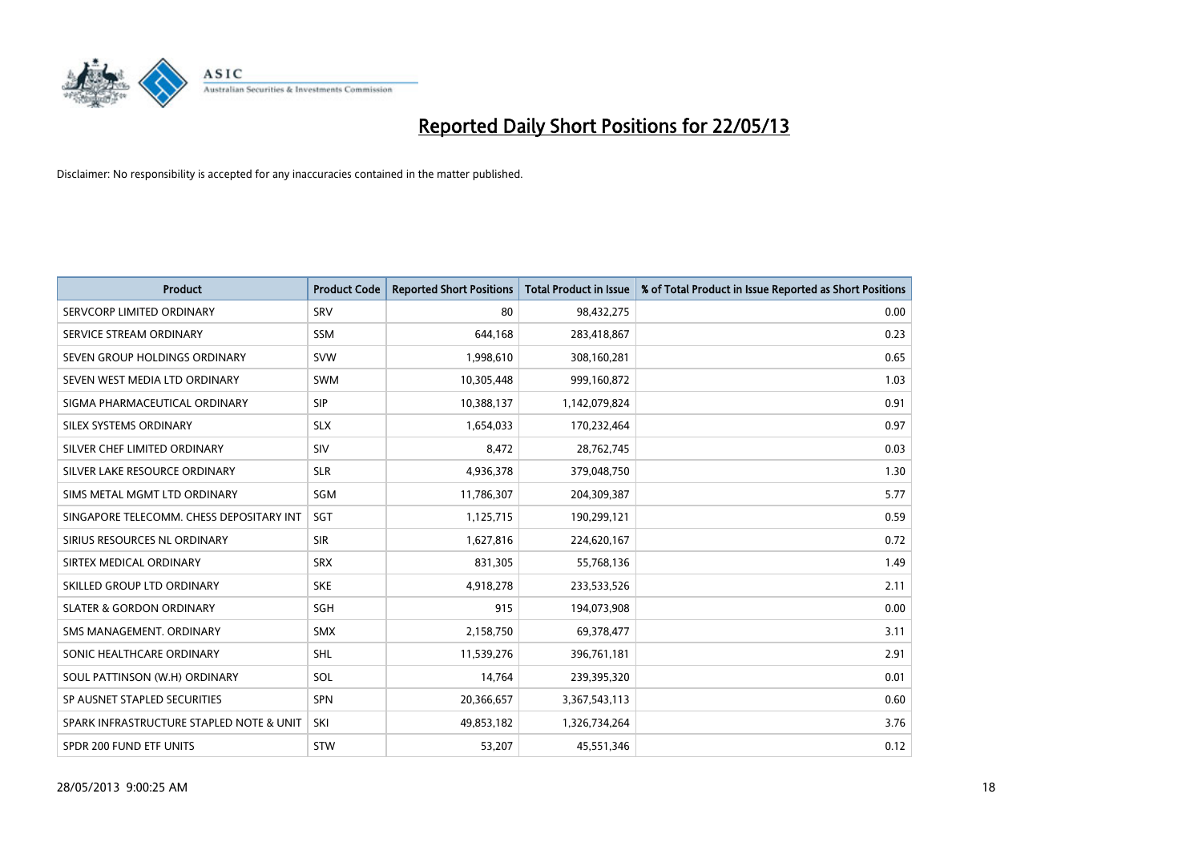# Reported Daily Short Positions for 22/05/13

Disclaimer: No responsibility is accepted for any inaccuracies contained in the matter published.

| Product | Product Code | Reported Short Positions | Total Product in Issue | % of Total Product in Issue Reported as Short Positions |
|---|---|---|---|---|
| SERVCORP LIMITED ORDINARY | SRV | 80 | 98,432,275 | 0.00 |
| SERVICE STREAM ORDINARY | SSM | 644,168 | 283,418,867 | 0.23 |
| SEVEN GROUP HOLDINGS ORDINARY | SVW | 1,998,610 | 308,160,281 | 0.65 |
| SEVEN WEST MEDIA LTD ORDINARY | SWM | 10,305,448 | 999,160,872 | 1.03 |
| SIGMA PHARMACEUTICAL ORDINARY | SIP | 10,388,137 | 1,142,079,824 | 0.91 |
| SILEX SYSTEMS ORDINARY | SLX | 1,654,033 | 170,232,464 | 0.97 |
| SILVER CHEF LIMITED ORDINARY | SIV | 8,472 | 28,762,745 | 0.03 |
| SILVER LAKE RESOURCE ORDINARY | SLR | 4,936,378 | 379,048,750 | 1.30 |
| SIMS METAL MGMT LTD ORDINARY | SGM | 11,786,307 | 204,309,387 | 5.77 |
| SINGAPORE TELECOMM. CHESS DEPOSITARY INT | SGT | 1,125,715 | 190,299,121 | 0.59 |
| SIRIUS RESOURCES NL ORDINARY | SIR | 1,627,816 | 224,620,167 | 0.72 |
| SIRTEX MEDICAL ORDINARY | SRX | 831,305 | 55,768,136 | 1.49 |
| SKILLED GROUP LTD ORDINARY | SKE | 4,918,278 | 233,533,526 | 2.11 |
| SLATER & GORDON ORDINARY | SGH | 915 | 194,073,908 | 0.00 |
| SMS MANAGEMENT. ORDINARY | SMX | 2,158,750 | 69,378,477 | 3.11 |
| SONIC HEALTHCARE ORDINARY | SHL | 11,539,276 | 396,761,181 | 2.91 |
| SOUL PATTINSON (W.H) ORDINARY | SOL | 14,764 | 239,395,320 | 0.01 |
| SP AUSNET STAPLED SECURITIES | SPN | 20,366,657 | 3,367,543,113 | 0.60 |
| SPARK INFRASTRUCTURE STAPLED NOTE & UNIT | SKI | 49,853,182 | 1,326,734,264 | 3.76 |
| SPDR 200 FUND ETF UNITS | STW | 53,207 | 45,551,346 | 0.12 |

28/05/2013 9:00:25 AM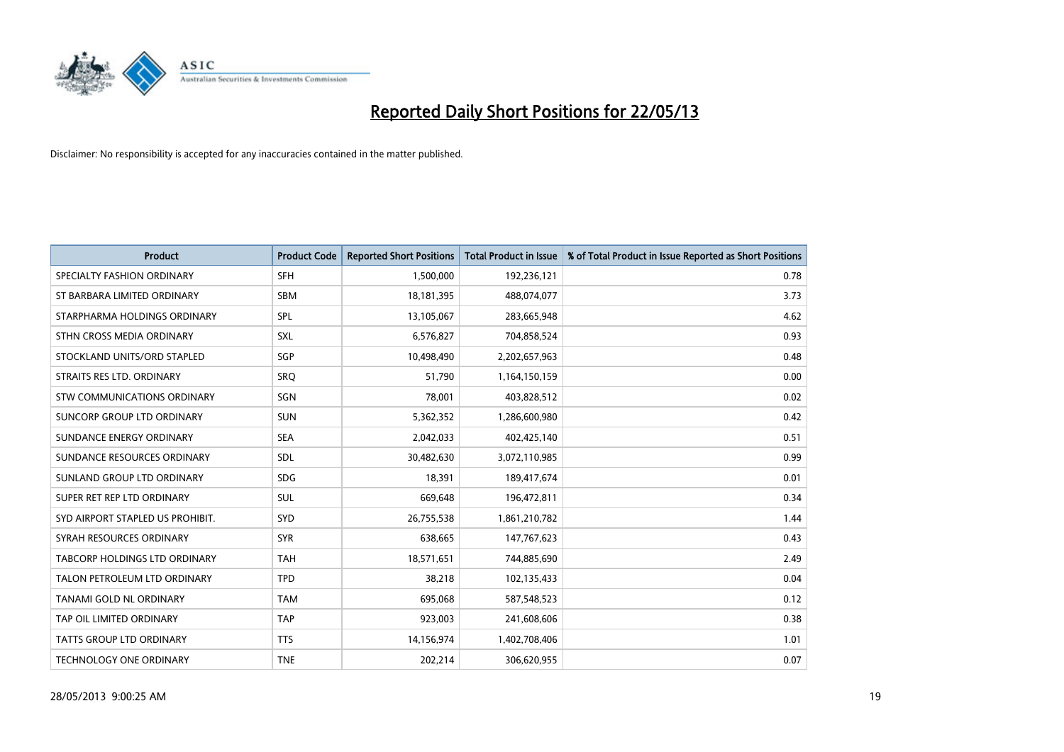# Reported Daily Short Positions for 22/05/13

Disclaimer: No responsibility is accepted for any inaccuracies contained in the matter published.

| Product | Product Code | Reported Short Positions | Total Product in Issue | % of Total Product in Issue Reported as Short Positions |
|---|---|---|---|---|
| SPECIALTY FASHION ORDINARY | SFH | 1,500,000 | 192,236,121 | 0.78 |
| ST BARBARA LIMITED ORDINARY | SBM | 18,181,395 | 488,074,077 | 3.73 |
| STARPHARMA HOLDINGS ORDINARY | SPL | 13,105,067 | 283,665,948 | 4.62 |
| STHN CROSS MEDIA ORDINARY | SXL | 6,576,827 | 704,858,524 | 0.93 |
| STOCKLAND UNITS/ORD STAPLED | SGP | 10,498,490 | 2,202,657,963 | 0.48 |
| STRAITS RES LTD. ORDINARY | SRQ | 51,790 | 1,164,150,159 | 0.00 |
| STW COMMUNICATIONS ORDINARY | SGN | 78,001 | 403,828,512 | 0.02 |
| SUNCORP GROUP LTD ORDINARY | SUN | 5,362,352 | 1,286,600,980 | 0.42 |
| SUNDANCE ENERGY ORDINARY | SEA | 2,042,033 | 402,425,140 | 0.51 |
| SUNDANCE RESOURCES ORDINARY | SDL | 30,482,630 | 3,072,110,985 | 0.99 |
| SUNLAND GROUP LTD ORDINARY | SDG | 18,391 | 189,417,674 | 0.01 |
| SUPER RET REP LTD ORDINARY | SUL | 669,648 | 196,472,811 | 0.34 |
| SYD AIRPORT STAPLED US PROHIBIT. | SYD | 26,755,538 | 1,861,210,782 | 1.44 |
| SYRAH RESOURCES ORDINARY | SYR | 638,665 | 147,767,623 | 0.43 |
| TABCORP HOLDINGS LTD ORDINARY | TAH | 18,571,651 | 744,885,690 | 2.49 |
| TALON PETROLEUM LTD ORDINARY | TPD | 38,218 | 102,135,433 | 0.04 |
| TANAMI GOLD NL ORDINARY | TAM | 695,068 | 587,548,523 | 0.12 |
| TAP OIL LIMITED ORDINARY | TAP | 923,003 | 241,608,606 | 0.38 |
| TATTS GROUP LTD ORDINARY | TTS | 14,156,974 | 1,402,708,406 | 1.01 |
| TECHNOLOGY ONE ORDINARY | TNE | 202,214 | 306,620,955 | 0.07 |

28/05/2013 9:00:25 AM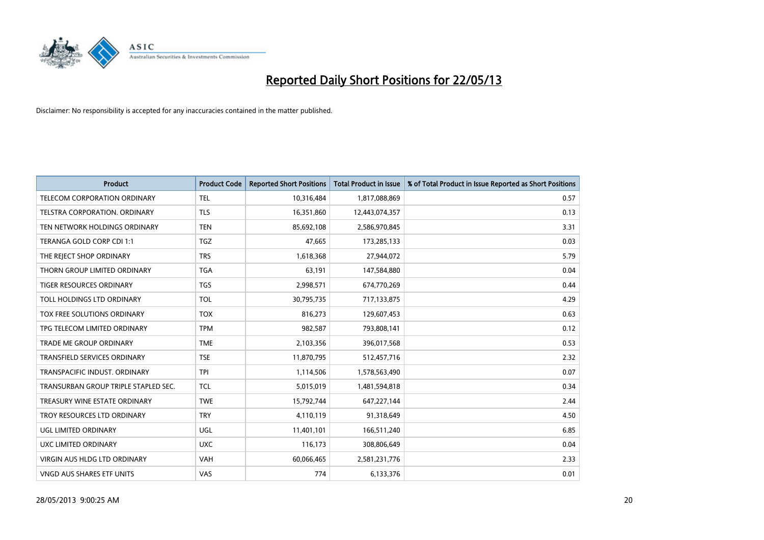# Reported Daily Short Positions for 22/05/13

Disclaimer: No responsibility is accepted for any inaccuracies contained in the matter published.

| Product | Product Code | Reported Short Positions | Total Product in Issue | % of Total Product in Issue Reported as Short Positions |
|---|---|---|---|---|
| TELECOM CORPORATION ORDINARY | TEL | 10,316,484 | 1,817,088,869 | 0.57 |
| TELSTRA CORPORATION. ORDINARY | TLS | 16,351,860 | 12,443,074,357 | 0.13 |
| TEN NETWORK HOLDINGS ORDINARY | TEN | 85,692,108 | 2,586,970,845 | 3.31 |
| TERANGA GOLD CORP CDI 1:1 | TGZ | 47,665 | 173,285,133 | 0.03 |
| THE REJECT SHOP ORDINARY | TRS | 1,618,368 | 27,944,072 | 5.79 |
| THORN GROUP LIMITED ORDINARY | TGA | 63,191 | 147,584,880 | 0.04 |
| TIGER RESOURCES ORDINARY | TGS | 2,998,571 | 674,770,269 | 0.44 |
| TOLL HOLDINGS LTD ORDINARY | TOL | 30,795,735 | 717,133,875 | 4.29 |
| TOX FREE SOLUTIONS ORDINARY | TOX | 816,273 | 129,607,453 | 0.63 |
| TPG TELECOM LIMITED ORDINARY | TPM | 982,587 | 793,808,141 | 0.12 |
| TRADE ME GROUP ORDINARY | TME | 2,103,356 | 396,017,568 | 0.53 |
| TRANSFIELD SERVICES ORDINARY | TSE | 11,870,795 | 512,457,716 | 2.32 |
| TRANSPACIFIC INDUST. ORDINARY | TPI | 1,114,506 | 1,578,563,490 | 0.07 |
| TRANSURBAN GROUP TRIPLE STAPLED SEC. | TCL | 5,015,019 | 1,481,594,818 | 0.34 |
| TREASURY WINE ESTATE ORDINARY | TWE | 15,792,744 | 647,227,144 | 2.44 |
| TROY RESOURCES LTD ORDINARY | TRY | 4,110,119 | 91,318,649 | 4.50 |
| UGL LIMITED ORDINARY | UGL | 11,401,101 | 166,511,240 | 6.85 |
| UXC LIMITED ORDINARY | UXC | 116,173 | 308,806,649 | 0.04 |
| VIRGIN AUS HLDG LTD ORDINARY | VAH | 60,066,465 | 2,581,231,776 | 2.33 |
| VNGD AUS SHARES ETF UNITS | VAS | 774 | 6,133,376 | 0.01 |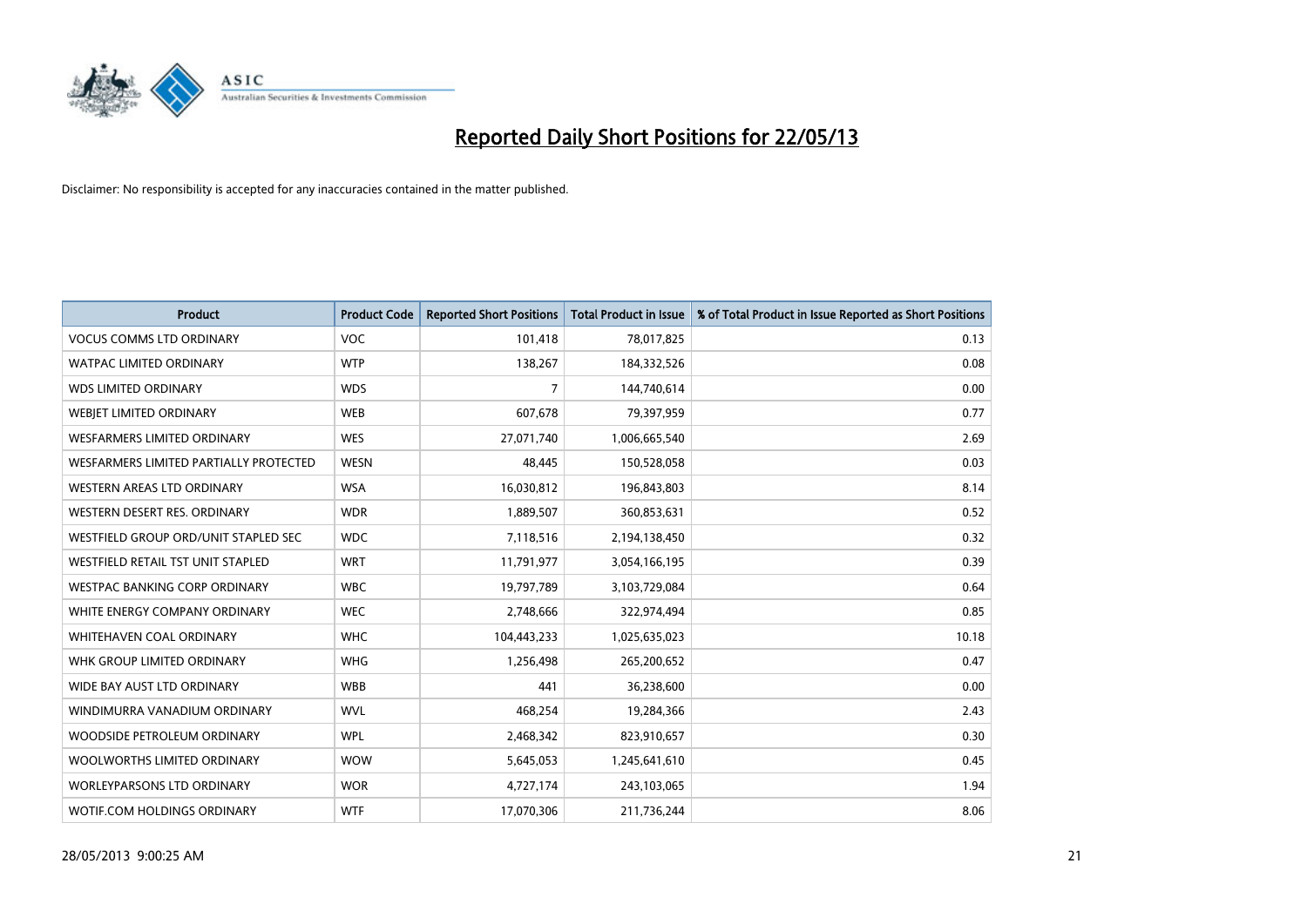# Reported Daily Short Positions for 22/05/13

Disclaimer: No responsibility is accepted for any inaccuracies contained in the matter published.

| Product | Product Code | Reported Short Positions | Total Product in Issue | % of Total Product in Issue Reported as Short Positions |
|---|---|---|---|---|
| VOCUS COMMS LTD ORDINARY | VOC | 101,418 | 78,017,825 | 0.13 |
| WATPAC LIMITED ORDINARY | WTP | 138,267 | 184,332,526 | 0.08 |
| WDS LIMITED ORDINARY | WDS | 7 | 144,740,614 | 0.00 |
| WEBJET LIMITED ORDINARY | WEB | 607,678 | 79,397,959 | 0.77 |
| WESFARMERS LIMITED ORDINARY | WES | 27,071,740 | 1,006,665,540 | 2.69 |
| WESFARMERS LIMITED PARTIALLY PROTECTED | WESN | 48,445 | 150,528,058 | 0.03 |
| WESTERN AREAS LTD ORDINARY | WSA | 16,030,812 | 196,843,803 | 8.14 |
| WESTERN DESERT RES. ORDINARY | WDR | 1,889,507 | 360,853,631 | 0.52 |
| WESTFIELD GROUP ORD/UNIT STAPLED SEC | WDC | 7,118,516 | 2,194,138,450 | 0.32 |
| WESTFIELD RETAIL TST UNIT STAPLED | WRT | 11,791,977 | 3,054,166,195 | 0.39 |
| WESTPAC BANKING CORP ORDINARY | WBC | 19,797,789 | 3,103,729,084 | 0.64 |
| WHITE ENERGY COMPANY ORDINARY | WEC | 2,748,666 | 322,974,494 | 0.85 |
| WHITEHAVEN COAL ORDINARY | WHC | 104,443,233 | 1,025,635,023 | 10.18 |
| WHK GROUP LIMITED ORDINARY | WHG | 1,256,498 | 265,200,652 | 0.47 |
| WIDE BAY AUST LTD ORDINARY | WBB | 441 | 36,238,600 | 0.00 |
| WINDIMURRA VANADIUM ORDINARY | WVL | 468,254 | 19,284,366 | 2.43 |
| WOODSIDE PETROLEUM ORDINARY | WPL | 2,468,342 | 823,910,657 | 0.30 |
| WOOLWORTHS LIMITED ORDINARY | WOW | 5,645,053 | 1,245,641,610 | 0.45 |
| WORLEYPARSONS LTD ORDINARY | WOR | 4,727,174 | 243,103,065 | 1.94 |
| WOTIF.COM HOLDINGS ORDINARY | WTF | 17,070,306 | 211,736,244 | 8.06 |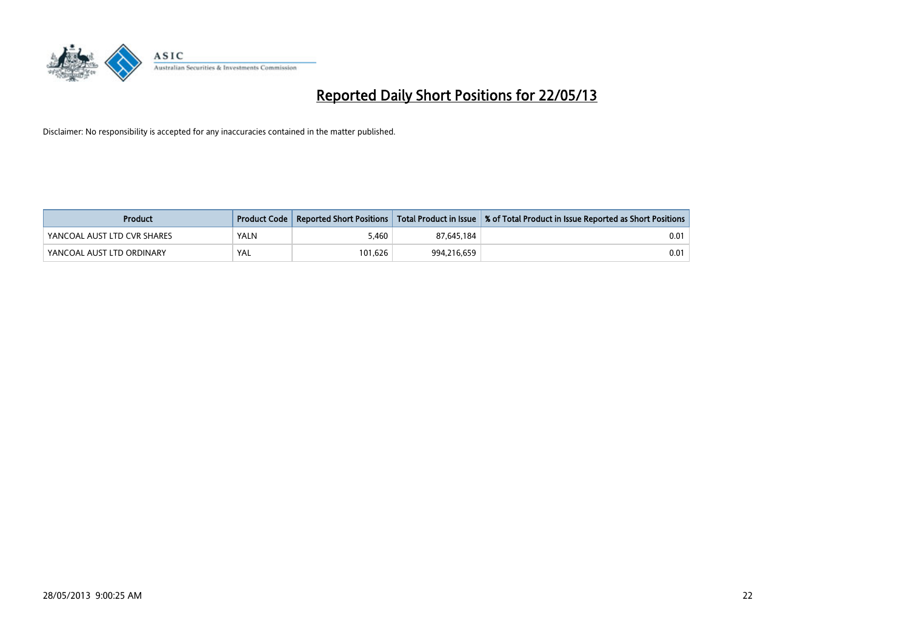# Reported Daily Short Positions for 22/05/13

Disclaimer: No responsibility is accepted for any inaccuracies contained in the matter published.

| Product | Product Code | Reported Short Positions | Total Product in Issue | % of Total Product in Issue Reported as Short Positions |
| --- | --- | --- | --- | --- |
| YANCOAL AUST LTD CVR SHARES | YALN | 5,460 | 87,645,184 | 0.01 |
| YANCOAL AUST LTD ORDINARY | YAL | 101,626 | 994,216,659 | 0.01 |